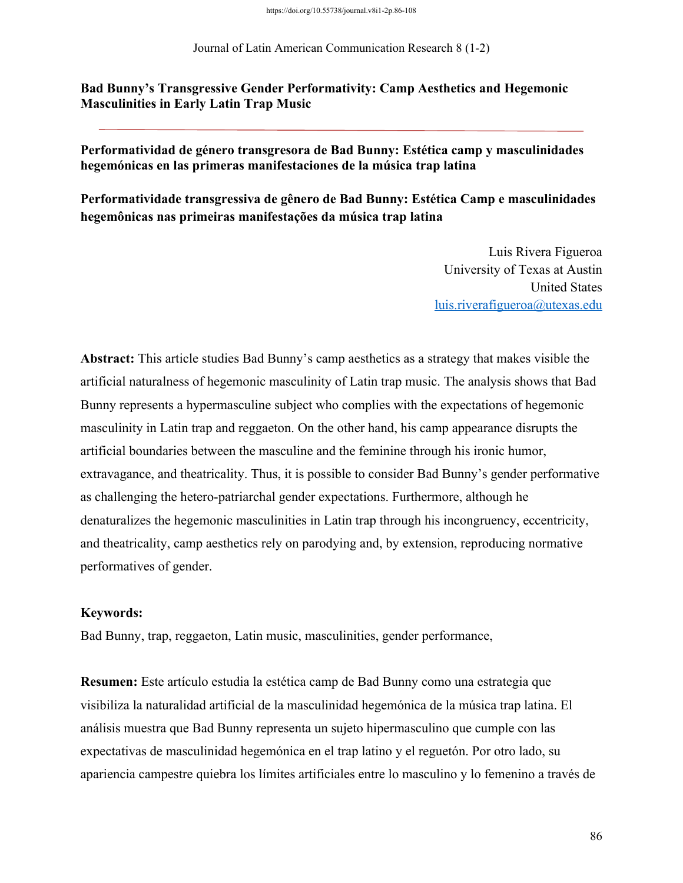https://doi.org/10.55738/journal.v8i1-2p.86-108

Journal of Latin American Communication Research 8 (1-2)

# Bad Bunny's Transgressive Gender Performativity: Camp Aesthetics and Hegemonic Masculinities in Early Latin Trap Music

## Performatividad de género transgresora de Bad Bunny: Estética camp y masculinidades hegemónicas en las primeras manifestaciones de la música trap latina

## Performatividade transgressiva de gênero de Bad Bunny: Estética Camp e masculinidades hegemônicas nas primeiras manifestações da música trap latina

Luis Rivera Figueroa
University of Texas at Austin
United States
luis.riverafigueroa@utexas.edu

**Abstract:** This article studies Bad Bunny's camp aesthetics as a strategy that makes visible the artificial naturalness of hegemonic masculinity of Latin trap music. The analysis shows that Bad Bunny represents a hypermasculine subject who complies with the expectations of hegemonic masculinity in Latin trap and reggaeton. On the other hand, his camp appearance disrupts the artificial boundaries between the masculine and the feminine through his ironic humor, extravagance, and theatricality. Thus, it is possible to consider Bad Bunny's gender performative as challenging the hetero-patriarchal gender expectations. Furthermore, although he denaturalizes the hegemonic masculinities in Latin trap through his incongruency, eccentricity, and theatricality, camp aesthetics rely on parodying and, by extension, reproducing normative performatives of gender.

**Keywords:**
Bad Bunny, trap, reggaeton, Latin music, masculinities, gender performance,

**Resumen:** Este artículo estudia la estética camp de Bad Bunny como una estrategia que visibiliza la naturalidad artificial de la masculinidad hegemónica de la música trap latina. El análisis muestra que Bad Bunny representa un sujeto hipermasculino que cumple con las expectativas de masculinidad hegemónica en el trap latino y el reguetón. Por otro lado, su apariencia campestre quiebra los límites artificiales entre lo masculino y lo femenino a través de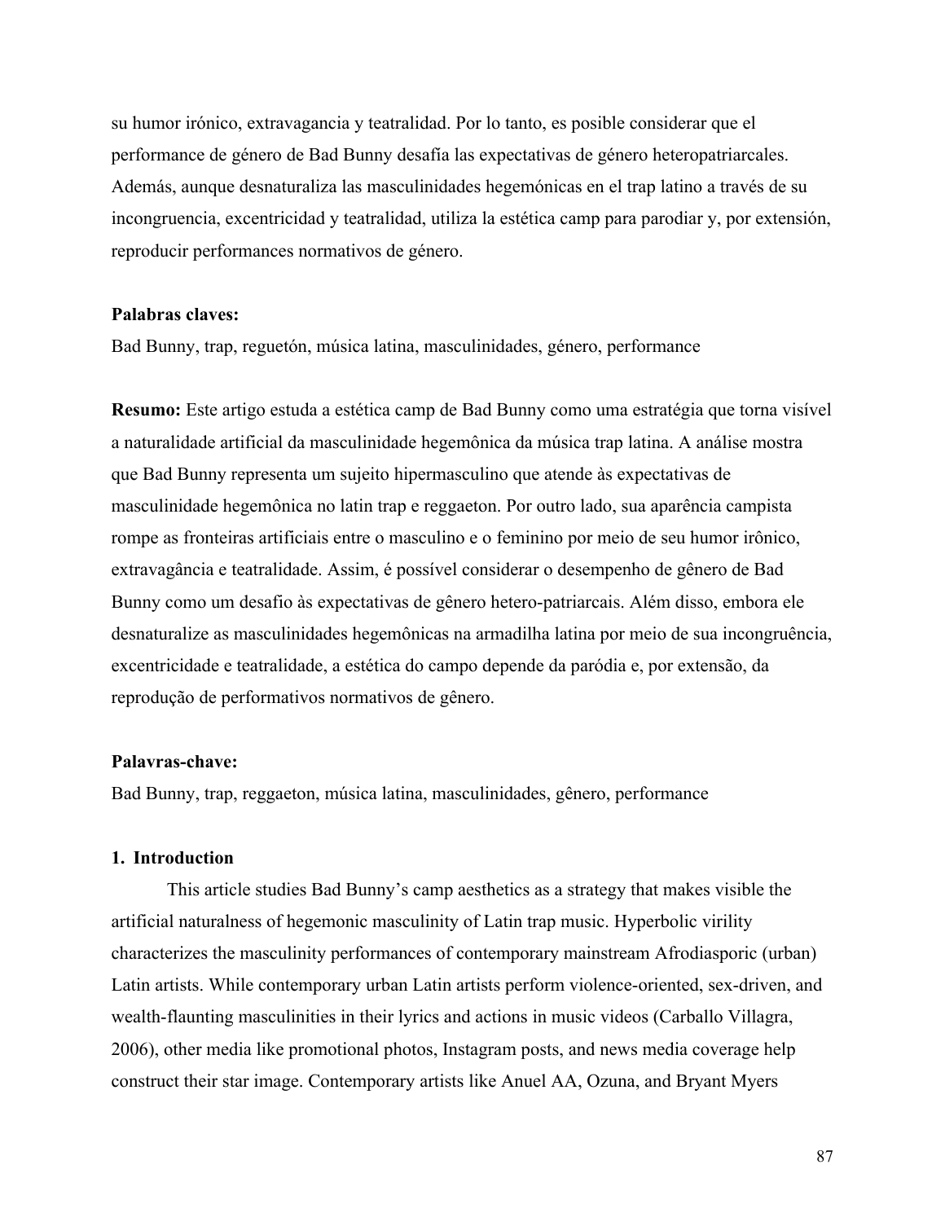su humor irónico, extravagancia y teatralidad. Por lo tanto, es posible considerar que el performance de género de Bad Bunny desafía las expectativas de género heteropatriarcales. Además, aunque desnaturaliza las masculinidades hegemónicas en el trap latino a través de su incongruencia, excentricidad y teatralidad, utiliza la estética camp para parodiar y, por extensión, reproducir performances normativos de género.

**Palabras claves:**
Bad Bunny, trap, reguetón, música latina, masculinidades, género, performance

**Resumo:** Este artigo estuda a estética camp de Bad Bunny como uma estratégia que torna visível a naturalidade artificial da masculinidade hegemônica da música trap latina. A análise mostra que Bad Bunny representa um sujeito hipermasculino que atende às expectativas de masculinidade hegemônica no latin trap e reggaeton. Por outro lado, sua aparência campista rompe as fronteiras artificiais entre o masculino e o feminino por meio de seu humor irônico, extravagância e teatralidade. Assim, é possível considerar o desempenho de gênero de Bad Bunny como um desafio às expectativas de gênero hetero-patriarcais. Além disso, embora ele desnaturalize as masculinidades hegemônicas na armadilha latina por meio de sua incongruência, excentricidade e teatralidade, a estética do campo depende da paródia e, por extensão, da reprodução de performativos normativos de gênero.

**Palavras-chave:**
Bad Bunny, trap, reggaeton, música latina, masculinidades, gênero, performance

## 1. Introduction

This article studies Bad Bunny's camp aesthetics as a strategy that makes visible the artificial naturalness of hegemonic masculinity of Latin trap music. Hyperbolic virility characterizes the masculinity performances of contemporary mainstream Afrodiasporic (urban) Latin artists. While contemporary urban Latin artists perform violence-oriented, sex-driven, and wealth-flaunting masculinities in their lyrics and actions in music videos (Carballo Villagra, 2006), other media like promotional photos, Instagram posts, and news media coverage help construct their star image. Contemporary artists like Anuel AA, Ozuna, and Bryant Myers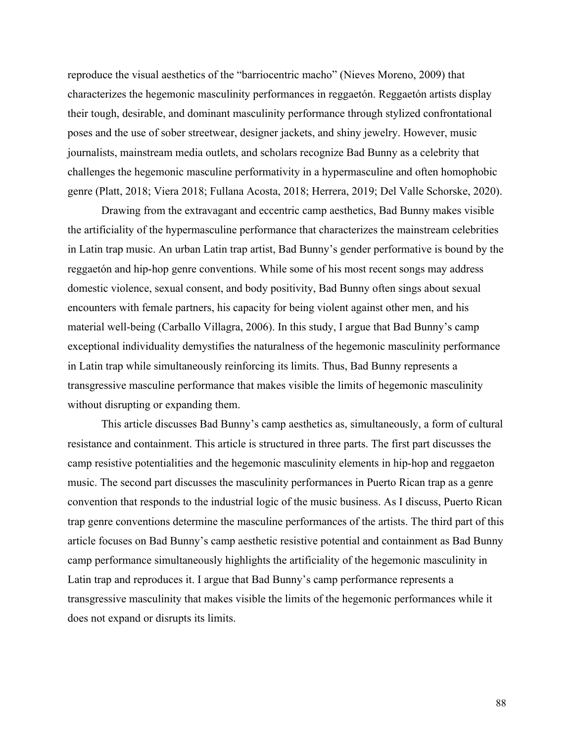reproduce the visual aesthetics of the "barriocentric macho" (Nieves Moreno, 2009) that characterizes the hegemonic masculinity performances in reggaetón. Reggaetón artists display their tough, desirable, and dominant masculinity performance through stylized confrontational poses and the use of sober streetwear, designer jackets, and shiny jewelry. However, music journalists, mainstream media outlets, and scholars recognize Bad Bunny as a celebrity that challenges the hegemonic masculine performativity in a hypermasculine and often homophobic genre (Platt, 2018; Viera 2018; Fullana Acosta, 2018; Herrera, 2019; Del Valle Schorske, 2020).

Drawing from the extravagant and eccentric camp aesthetics, Bad Bunny makes visible the artificiality of the hypermasculine performance that characterizes the mainstream celebrities in Latin trap music. An urban Latin trap artist, Bad Bunny's gender performative is bound by the reggaetón and hip-hop genre conventions. While some of his most recent songs may address domestic violence, sexual consent, and body positivity, Bad Bunny often sings about sexual encounters with female partners, his capacity for being violent against other men, and his material well-being (Carballo Villagra, 2006). In this study, I argue that Bad Bunny's camp exceptional individuality demystifies the naturalness of the hegemonic masculinity performance in Latin trap while simultaneously reinforcing its limits. Thus, Bad Bunny represents a transgressive masculine performance that makes visible the limits of hegemonic masculinity without disrupting or expanding them.

This article discusses Bad Bunny's camp aesthetics as, simultaneously, a form of cultural resistance and containment. This article is structured in three parts. The first part discusses the camp resistive potentialities and the hegemonic masculinity elements in hip-hop and reggaeton music. The second part discusses the masculinity performances in Puerto Rican trap as a genre convention that responds to the industrial logic of the music business. As I discuss, Puerto Rican trap genre conventions determine the masculine performances of the artists. The third part of this article focuses on Bad Bunny's camp aesthetic resistive potential and containment as Bad Bunny camp performance simultaneously highlights the artificiality of the hegemonic masculinity in Latin trap and reproduces it. I argue that Bad Bunny's camp performance represents a transgressive masculinity that makes visible the limits of the hegemonic performances while it does not expand or disrupts its limits.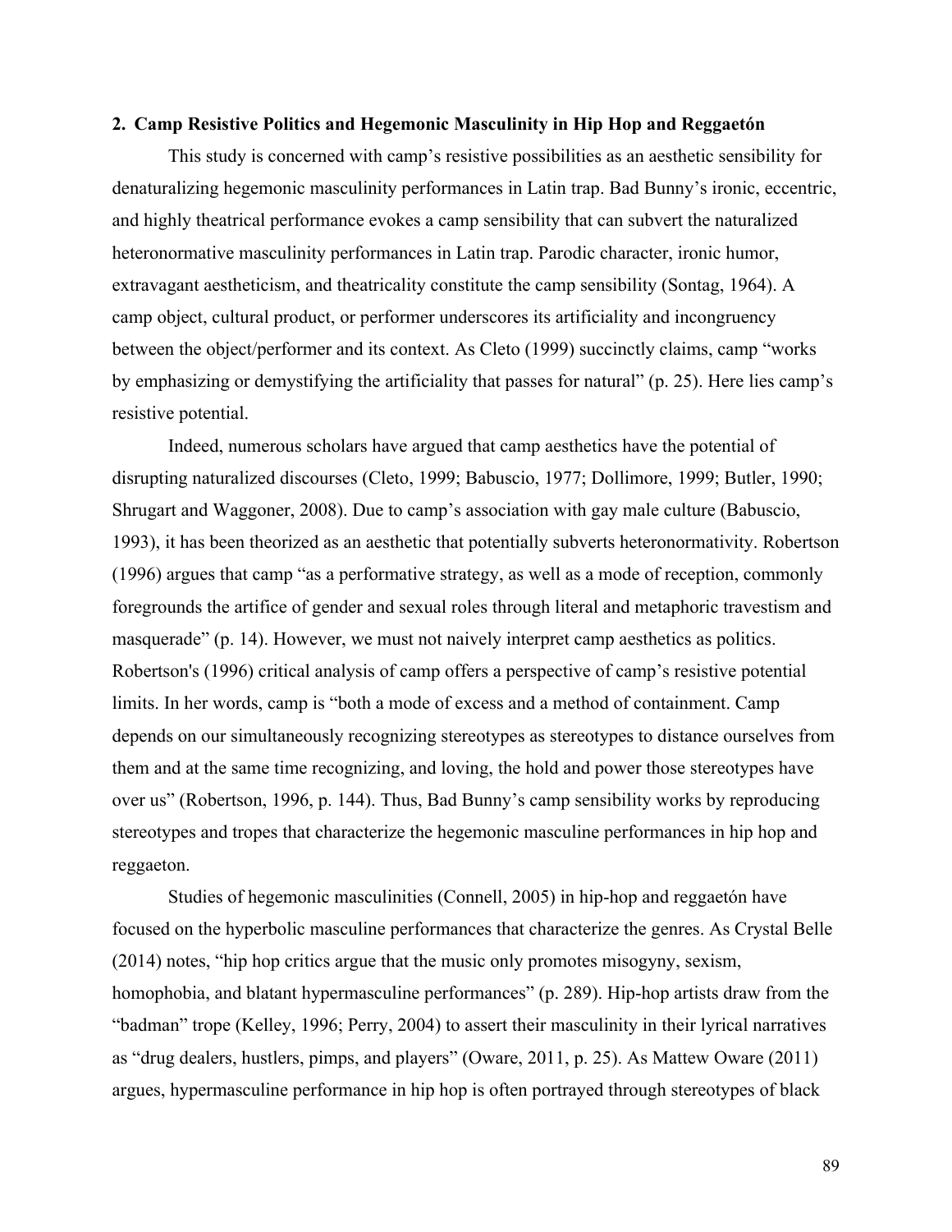## 2. Camp Resistive Politics and Hegemonic Masculinity in Hip Hop and Reggaetón

This study is concerned with camp's resistive possibilities as an aesthetic sensibility for denaturalizing hegemonic masculinity performances in Latin trap. Bad Bunny's ironic, eccentric, and highly theatrical performance evokes a camp sensibility that can subvert the naturalized heteronormative masculinity performances in Latin trap. Parodic character, ironic humor, extravagant aestheticism, and theatricality constitute the camp sensibility (Sontag, 1964). A camp object, cultural product, or performer underscores its artificiality and incongruency between the object/performer and its context. As Cleto (1999) succinctly claims, camp "works by emphasizing or demystifying the artificiality that passes for natural" (p. 25). Here lies camp's resistive potential.

Indeed, numerous scholars have argued that camp aesthetics have the potential of disrupting naturalized discourses (Cleto, 1999; Babuscio, 1977; Dollimore, 1999; Butler, 1990; Shrugart and Waggoner, 2008). Due to camp's association with gay male culture (Babuscio, 1993), it has been theorized as an aesthetic that potentially subverts heteronormativity. Robertson (1996) argues that camp "as a performative strategy, as well as a mode of reception, commonly foregrounds the artifice of gender and sexual roles through literal and metaphoric travestism and masquerade" (p. 14). However, we must not naively interpret camp aesthetics as politics. Robertson's (1996) critical analysis of camp offers a perspective of camp's resistive potential limits. In her words, camp is "both a mode of excess and a method of containment. Camp depends on our simultaneously recognizing stereotypes as stereotypes to distance ourselves from them and at the same time recognizing, and loving, the hold and power those stereotypes have over us" (Robertson, 1996, p. 144). Thus, Bad Bunny's camp sensibility works by reproducing stereotypes and tropes that characterize the hegemonic masculine performances in hip hop and reggaeton.

Studies of hegemonic masculinities (Connell, 2005) in hip-hop and reggaetón have focused on the hyperbolic masculine performances that characterize the genres. As Crystal Belle (2014) notes, "hip hop critics argue that the music only promotes misogyny, sexism, homophobia, and blatant hypermasculine performances" (p. 289). Hip-hop artists draw from the "badman" trope (Kelley, 1996; Perry, 2004) to assert their masculinity in their lyrical narratives as "drug dealers, hustlers, pimps, and players" (Oware, 2011, p. 25). As Mattew Oware (2011) argues, hypermasculine performance in hip hop is often portrayed through stereotypes of black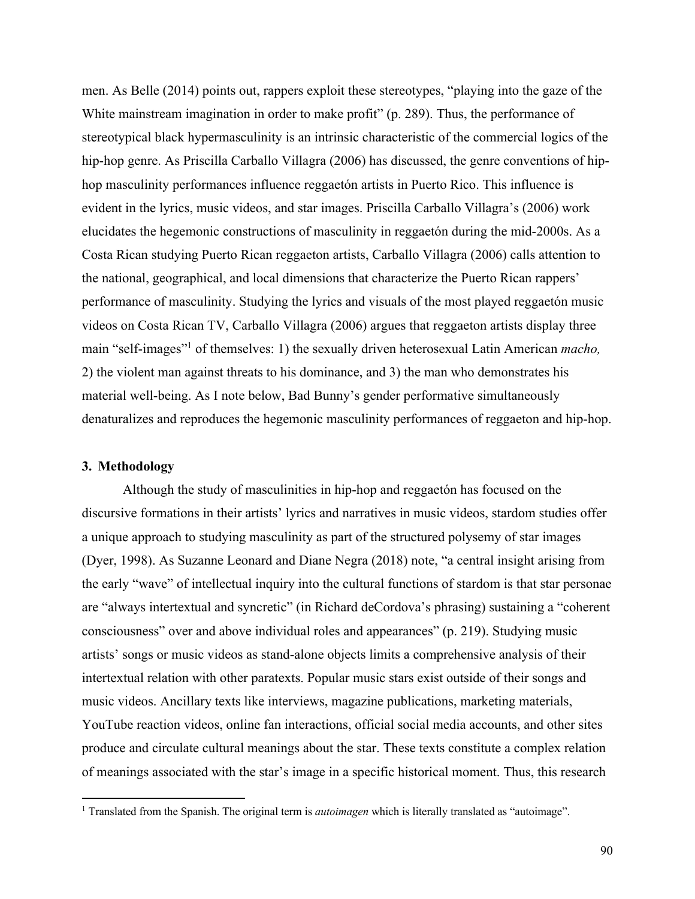men. As Belle (2014) points out, rappers exploit these stereotypes, "playing into the gaze of the White mainstream imagination in order to make profit" (p. 289). Thus, the performance of stereotypical black hypermasculinity is an intrinsic characteristic of the commercial logics of the hip-hop genre. As Priscilla Carballo Villagra (2006) has discussed, the genre conventions of hip-hop masculinity performances influence reggaetón artists in Puerto Rico. This influence is evident in the lyrics, music videos, and star images. Priscilla Carballo Villagra's (2006) work elucidates the hegemonic constructions of masculinity in reggaetón during the mid-2000s. As a Costa Rican studying Puerto Rican reggaeton artists, Carballo Villagra (2006) calls attention to the national, geographical, and local dimensions that characterize the Puerto Rican rappers' performance of masculinity. Studying the lyrics and visuals of the most played reggaetón music videos on Costa Rican TV, Carballo Villagra (2006) argues that reggaeton artists display three main "self-images"[1] of themselves: 1) the sexually driven heterosexual Latin American *macho,* 2) the violent man against threats to his dominance, and 3) the man who demonstrates his material well-being. As I note below, Bad Bunny's gender performative simultaneously denaturalizes and reproduces the hegemonic masculinity performances of reggaeton and hip-hop.

### 3. Methodology

Although the study of masculinities in hip-hop and reggaetón has focused on the discursive formations in their artists' lyrics and narratives in music videos, stardom studies offer a unique approach to studying masculinity as part of the structured polysemy of star images (Dyer, 1998). As Suzanne Leonard and Diane Negra (2018) note, "a central insight arising from the early "wave" of intellectual inquiry into the cultural functions of stardom is that star personae are "always intertextual and syncretic" (in Richard deCordova's phrasing) sustaining a "coherent consciousness" over and above individual roles and appearances" (p. 219). Studying music artists' songs or music videos as stand-alone objects limits a comprehensive analysis of their intertextual relation with other paratexts. Popular music stars exist outside of their songs and music videos. Ancillary texts like interviews, magazine publications, marketing materials, YouTube reaction videos, online fan interactions, official social media accounts, and other sites produce and circulate cultural meanings about the star. These texts constitute a complex relation of meanings associated with the star's image in a specific historical moment. Thus, this research

---

[1] Translated from the Spanish. The original term is *autoimagen* which is literally translated as "autoimage".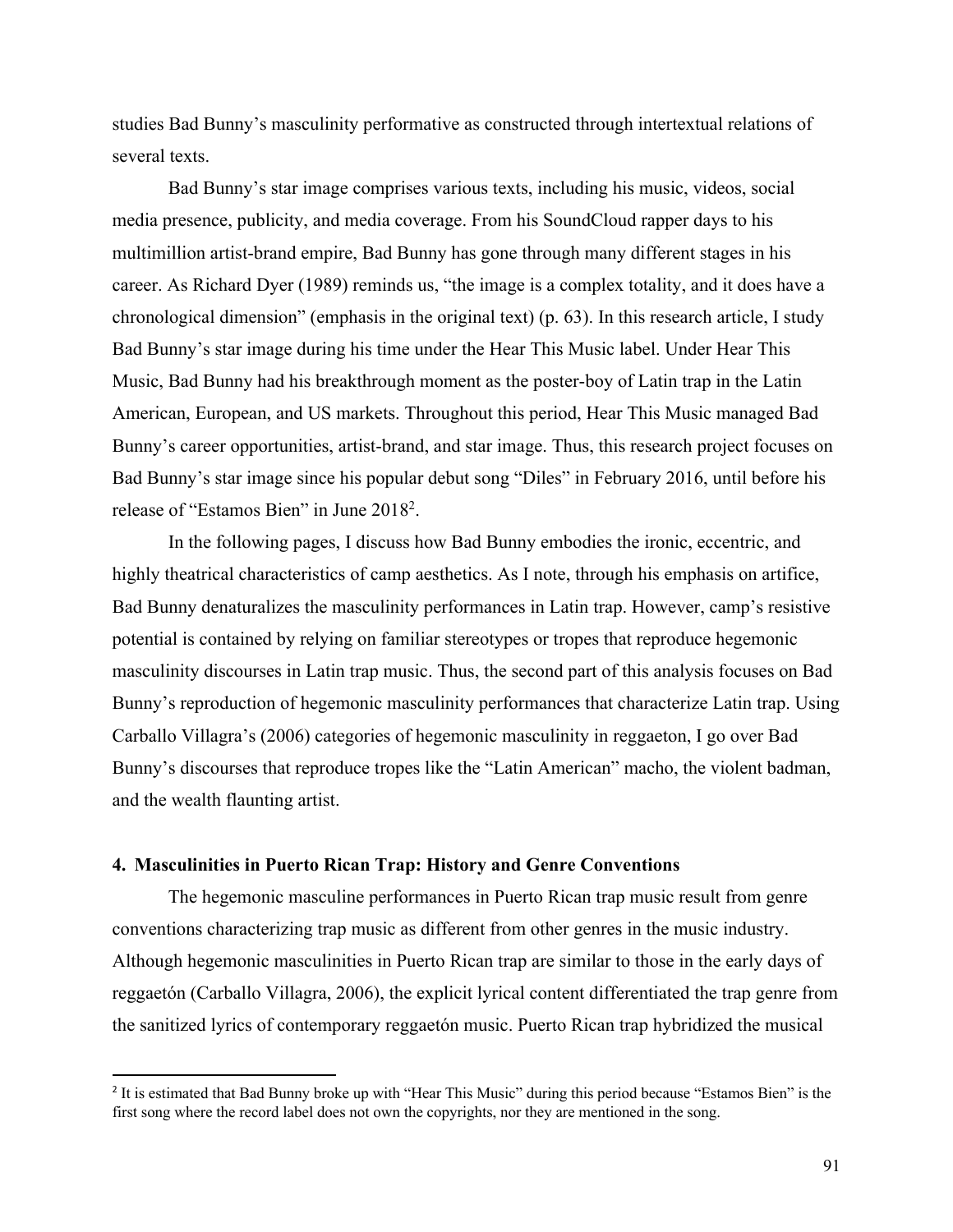studies Bad Bunny's masculinity performative as constructed through intertextual relations of several texts.

Bad Bunny's star image comprises various texts, including his music, videos, social media presence, publicity, and media coverage. From his SoundCloud rapper days to his multimillion artist-brand empire, Bad Bunny has gone through many different stages in his career. As Richard Dyer (1989) reminds us, "the image is a complex totality, and it does have a chronological dimension" (emphasis in the original text) (p. 63). In this research article, I study Bad Bunny's star image during his time under the Hear This Music label. Under Hear This Music, Bad Bunny had his breakthrough moment as the poster-boy of Latin trap in the Latin American, European, and US markets. Throughout this period, Hear This Music managed Bad Bunny's career opportunities, artist-brand, and star image. Thus, this research project focuses on Bad Bunny's star image since his popular debut song "Diles" in February 2016, until before his release of "Estamos Bien" in June 2018[2].

In the following pages, I discuss how Bad Bunny embodies the ironic, eccentric, and highly theatrical characteristics of camp aesthetics. As I note, through his emphasis on artifice, Bad Bunny denaturalizes the masculinity performances in Latin trap. However, camp's resistive potential is contained by relying on familiar stereotypes or tropes that reproduce hegemonic masculinity discourses in Latin trap music. Thus, the second part of this analysis focuses on Bad Bunny's reproduction of hegemonic masculinity performances that characterize Latin trap. Using Carballo Villagra's (2006) categories of hegemonic masculinity in reggaeton, I go over Bad Bunny's discourses that reproduce tropes like the "Latin American" macho, the violent badman, and the wealth flaunting artist.

## 4. Masculinities in Puerto Rican Trap: History and Genre Conventions

The hegemonic masculine performances in Puerto Rican trap music result from genre conventions characterizing trap music as different from other genres in the music industry. Although hegemonic masculinities in Puerto Rican trap are similar to those in the early days of reggaetón (Carballo Villagra, 2006), the explicit lyrical content differentiated the trap genre from the sanitized lyrics of contemporary reggaetón music. Puerto Rican trap hybridized the musical

[2] It is estimated that Bad Bunny broke up with "Hear This Music" during this period because "Estamos Bien" is the first song where the record label does not own the copyrights, nor they are mentioned in the song.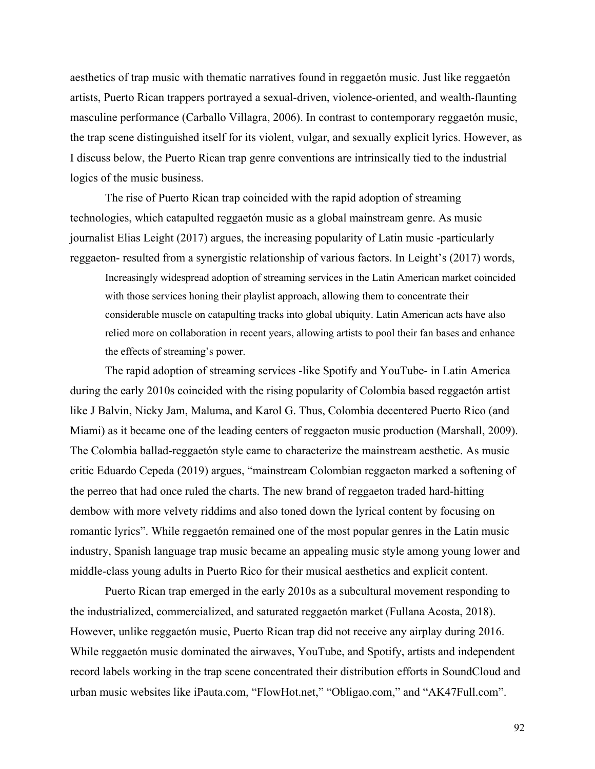aesthetics of trap music with thematic narratives found in reggaetón music. Just like reggaetón artists, Puerto Rican trappers portrayed a sexual-driven, violence-oriented, and wealth-flaunting masculine performance (Carballo Villagra, 2006). In contrast to contemporary reggaetón music, the trap scene distinguished itself for its violent, vulgar, and sexually explicit lyrics. However, as I discuss below, the Puerto Rican trap genre conventions are intrinsically tied to the industrial logics of the music business.

The rise of Puerto Rican trap coincided with the rapid adoption of streaming technologies, which catapulted reggaetón music as a global mainstream genre. As music journalist Elias Leight (2017) argues, the increasing popularity of Latin music -particularly reggaeton- resulted from a synergistic relationship of various factors. In Leight's (2017) words,

> Increasingly widespread adoption of streaming services in the Latin American market coincided with those services honing their playlist approach, allowing them to concentrate their considerable muscle on catapulting tracks into global ubiquity. Latin American acts have also relied more on collaboration in recent years, allowing artists to pool their fan bases and enhance the effects of streaming's power.

The rapid adoption of streaming services -like Spotify and YouTube- in Latin America during the early 2010s coincided with the rising popularity of Colombia based reggaetón artist like J Balvin, Nicky Jam, Maluma, and Karol G. Thus, Colombia decentered Puerto Rico (and Miami) as it became one of the leading centers of reggaeton music production (Marshall, 2009). The Colombia ballad-reggaetón style came to characterize the mainstream aesthetic. As music critic Eduardo Cepeda (2019) argues, "mainstream Colombian reggaeton marked a softening of the perreo that had once ruled the charts. The new brand of reggaeton traded hard-hitting dembow with more velvety riddims and also toned down the lyrical content by focusing on romantic lyrics". While reggaetón remained one of the most popular genres in the Latin music industry, Spanish language trap music became an appealing music style among young lower and middle-class young adults in Puerto Rico for their musical aesthetics and explicit content.

Puerto Rican trap emerged in the early 2010s as a subcultural movement responding to the industrialized, commercialized, and saturated reggaetón market (Fullana Acosta, 2018). However, unlike reggaetón music, Puerto Rican trap did not receive any airplay during 2016. While reggaetón music dominated the airwaves, YouTube, and Spotify, artists and independent record labels working in the trap scene concentrated their distribution efforts in SoundCloud and urban music websites like iPauta.com, "FlowHot.net," "Obligao.com," and "AK47Full.com".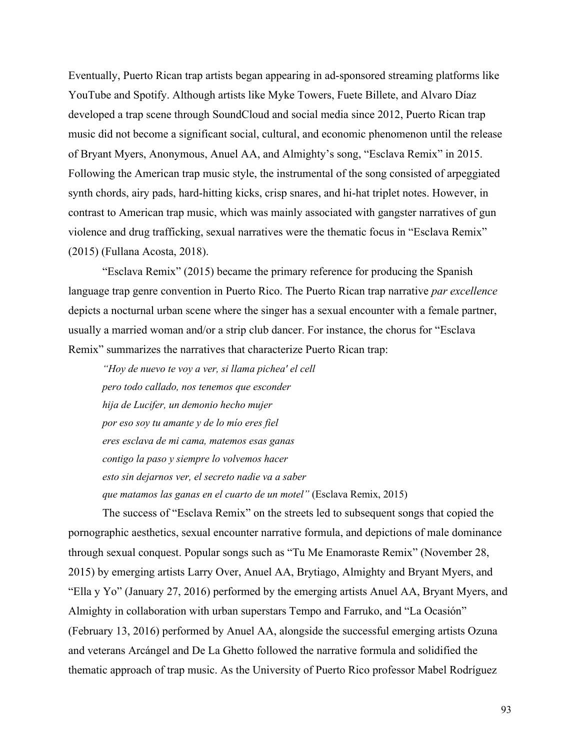Eventually, Puerto Rican trap artists began appearing in ad-sponsored streaming platforms like YouTube and Spotify. Although artists like Myke Towers, Fuete Billete, and Alvaro Díaz developed a trap scene through SoundCloud and social media since 2012, Puerto Rican trap music did not become a significant social, cultural, and economic phenomenon until the release of Bryant Myers, Anonymous, Anuel AA, and Almighty's song, "Esclava Remix" in 2015. Following the American trap music style, the instrumental of the song consisted of arpeggiated synth chords, airy pads, hard-hitting kicks, crisp snares, and hi-hat triplet notes. However, in contrast to American trap music, which was mainly associated with gangster narratives of gun violence and drug trafficking, sexual narratives were the thematic focus in "Esclava Remix" (2015) (Fullana Acosta, 2018).

"Esclava Remix" (2015) became the primary reference for producing the Spanish language trap genre convention in Puerto Rico. The Puerto Rican trap narrative *par excellence* depicts a nocturnal urban scene where the singer has a sexual encounter with a female partner, usually a married woman and/or a strip club dancer. For instance, the chorus for "Esclava Remix" summarizes the narratives that characterize Puerto Rican trap:

> *"Hoy de nuevo te voy a ver, si llama pichea' el cell*
> *pero todo callado, nos tenemos que esconder*
> *hija de Lucifer, un demonio hecho mujer*
> *por eso soy tu amante y de lo mío eres fiel*
> *eres esclava de mi cama, matemos esas ganas*
> *contigo la paso y siempre lo volvemos hacer*
> *esto sin dejarnos ver, el secreto nadie va a saber*
> *que matamos las ganas en el cuarto de un motel"* (Esclava Remix, 2015)

The success of "Esclava Remix" on the streets led to subsequent songs that copied the pornographic aesthetics, sexual encounter narrative formula, and depictions of male dominance through sexual conquest. Popular songs such as "Tu Me Enamoraste Remix" (November 28, 2015) by emerging artists Larry Over, Anuel AA, Brytiago, Almighty and Bryant Myers, and "Ella y Yo" (January 27, 2016) performed by the emerging artists Anuel AA, Bryant Myers, and Almighty in collaboration with urban superstars Tempo and Farruko, and "La Ocasión" (February 13, 2016) performed by Anuel AA, alongside the successful emerging artists Ozuna and veterans Arcángel and De La Ghetto followed the narrative formula and solidified the thematic approach of trap music. As the University of Puerto Rico professor Mabel Rodríguez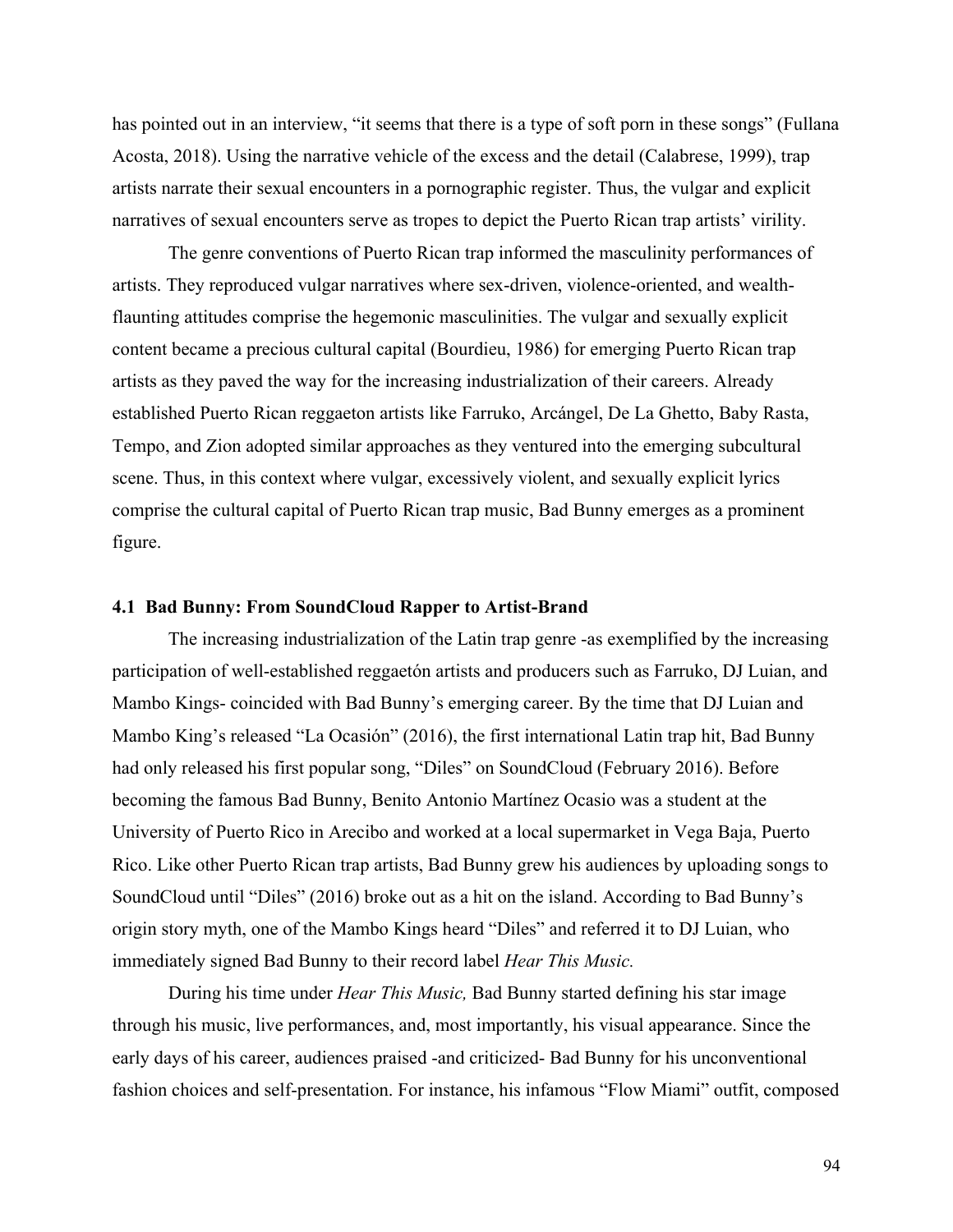has pointed out in an interview, "it seems that there is a type of soft porn in these songs" (Fullana Acosta, 2018). Using the narrative vehicle of the excess and the detail (Calabrese, 1999), trap artists narrate their sexual encounters in a pornographic register. Thus, the vulgar and explicit narratives of sexual encounters serve as tropes to depict the Puerto Rican trap artists' virility.

The genre conventions of Puerto Rican trap informed the masculinity performances of artists. They reproduced vulgar narratives where sex-driven, violence-oriented, and wealth-flaunting attitudes comprise the hegemonic masculinities. The vulgar and sexually explicit content became a precious cultural capital (Bourdieu, 1986) for emerging Puerto Rican trap artists as they paved the way for the increasing industrialization of their careers. Already established Puerto Rican reggaeton artists like Farruko, Arcángel, De La Ghetto, Baby Rasta, Tempo, and Zion adopted similar approaches as they ventured into the emerging subcultural scene. Thus, in this context where vulgar, excessively violent, and sexually explicit lyrics comprise the cultural capital of Puerto Rican trap music, Bad Bunny emerges as a prominent figure.

### 4.1 Bad Bunny: From SoundCloud Rapper to Artist-Brand

The increasing industrialization of the Latin trap genre -as exemplified by the increasing participation of well-established reggaetón artists and producers such as Farruko, DJ Luian, and Mambo Kings- coincided with Bad Bunny's emerging career. By the time that DJ Luian and Mambo King's released "La Ocasión" (2016), the first international Latin trap hit, Bad Bunny had only released his first popular song, "Diles" on SoundCloud (February 2016). Before becoming the famous Bad Bunny, Benito Antonio Martínez Ocasio was a student at the University of Puerto Rico in Arecibo and worked at a local supermarket in Vega Baja, Puerto Rico. Like other Puerto Rican trap artists, Bad Bunny grew his audiences by uploading songs to SoundCloud until "Diles" (2016) broke out as a hit on the island. According to Bad Bunny's origin story myth, one of the Mambo Kings heard "Diles" and referred it to DJ Luian, who immediately signed Bad Bunny to their record label *Hear This Music.*

During his time under *Hear This Music,* Bad Bunny started defining his star image through his music, live performances, and, most importantly, his visual appearance. Since the early days of his career, audiences praised -and criticized- Bad Bunny for his unconventional fashion choices and self-presentation. For instance, his infamous "Flow Miami" outfit, composed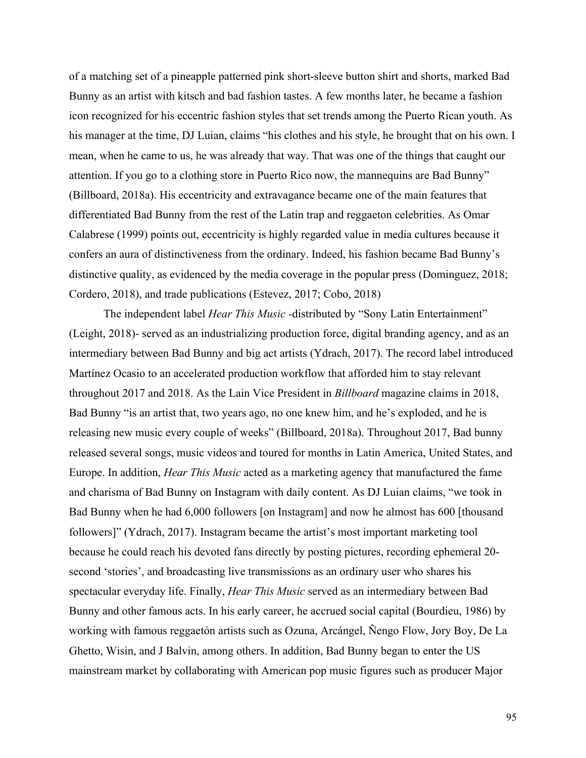of a matching set of a pineapple patterned pink short-sleeve button shirt and shorts, marked Bad Bunny as an artist with kitsch and bad fashion tastes. A few months later, he became a fashion icon recognized for his eccentric fashion styles that set trends among the Puerto Rican youth. As his manager at the time, DJ Luian, claims "his clothes and his style, he brought that on his own. I mean, when he came to us, he was already that way. That was one of the things that caught our attention. If you go to a clothing store in Puerto Rico now, the mannequins are Bad Bunny" (Billboard, 2018a). His eccentricity and extravagance became one of the main features that differentiated Bad Bunny from the rest of the Latin trap and reggaeton celebrities. As Omar Calabrese (1999) points out, eccentricity is highly regarded value in media cultures because it confers an aura of distinctiveness from the ordinary. Indeed, his fashion became Bad Bunny's distinctive quality, as evidenced by the media coverage in the popular press (Dominguez, 2018; Cordero, 2018), and trade publications (Estevez, 2017; Cobo, 2018)

The independent label *Hear This Music* -distributed by "Sony Latin Entertainment" (Leight, 2018)- served as an industrializing production force, digital branding agency, and as an intermediary between Bad Bunny and big act artists (Ydrach, 2017). The record label introduced Martínez Ocasio to an accelerated production workflow that afforded him to stay relevant throughout 2017 and 2018. As the Lain Vice President in *Billboard* magazine claims in 2018, Bad Bunny "is an artist that, two years ago, no one knew him, and he's exploded, and he is releasing new music every couple of weeks" (Billboard, 2018a). Throughout 2017, Bad bunny released several songs, music videos and toured for months in Latin America, United States, and Europe. In addition, *Hear This Music* acted as a marketing agency that manufactured the fame and charisma of Bad Bunny on Instagram with daily content. As DJ Luian claims, "we took in Bad Bunny when he had 6,000 followers [on Instagram] and now he almost has 600 [thousand followers]" (Ydrach, 2017). Instagram became the artist's most important marketing tool because he could reach his devoted fans directly by posting pictures, recording ephemeral 20-second 'stories', and broadcasting live transmissions as an ordinary user who shares his spectacular everyday life. Finally, *Hear This Music* served as an intermediary between Bad Bunny and other famous acts. In his early career, he accrued social capital (Bourdieu, 1986) by working with famous reggaetón artists such as Ozuna, Arcángel, Ñengo Flow, Jory Boy, De La Ghetto, Wisin, and J Balvin, among others. In addition, Bad Bunny began to enter the US mainstream market by collaborating with American pop music figures such as producer Major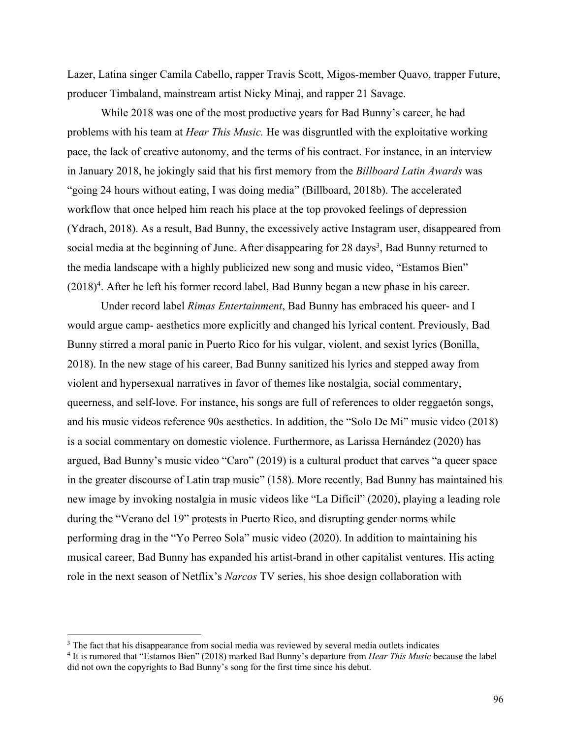Lazer, Latina singer Camila Cabello, rapper Travis Scott, Migos-member Quavo, trapper Future, producer Timbaland, mainstream artist Nicky Minaj, and rapper 21 Savage.

While 2018 was one of the most productive years for Bad Bunny's career, he had problems with his team at *Hear This Music.* He was disgruntled with the exploitative working pace, the lack of creative autonomy, and the terms of his contract. For instance, in an interview in January 2018, he jokingly said that his first memory from the *Billboard Latin Awards* was "going 24 hours without eating, I was doing media" (Billboard, 2018b). The accelerated workflow that once helped him reach his place at the top provoked feelings of depression (Ydrach, 2018). As a result, Bad Bunny, the excessively active Instagram user, disappeared from social media at the beginning of June. After disappearing for 28 days[3], Bad Bunny returned to the media landscape with a highly publicized new song and music video, "Estamos Bien" (2018)[4]. After he left his former record label, Bad Bunny began a new phase in his career.

Under record label *Rimas Entertainment*, Bad Bunny has embraced his queer- and I would argue camp- aesthetics more explicitly and changed his lyrical content. Previously, Bad Bunny stirred a moral panic in Puerto Rico for his vulgar, violent, and sexist lyrics (Bonilla, 2018). In the new stage of his career, Bad Bunny sanitized his lyrics and stepped away from violent and hypersexual narratives in favor of themes like nostalgia, social commentary, queerness, and self-love. For instance, his songs are full of references to older reggaetón songs, and his music videos reference 90s aesthetics. In addition, the "Solo De Mi" music video (2018) is a social commentary on domestic violence. Furthermore, as Larissa Hernández (2020) has argued, Bad Bunny's music video "Caro" (2019) is a cultural product that carves "a queer space in the greater discourse of Latin trap music" (158). More recently, Bad Bunny has maintained his new image by invoking nostalgia in music videos like "La Difícil" (2020), playing a leading role during the "Verano del 19" protests in Puerto Rico, and disrupting gender norms while performing drag in the "Yo Perreo Sola" music video (2020). In addition to maintaining his musical career, Bad Bunny has expanded his artist-brand in other capitalist ventures. His acting role in the next season of Netflix's *Narcos* TV series, his shoe design collaboration with

[3] The fact that his disappearance from social media was reviewed by several media outlets indicates

[4] It is rumored that "Estamos Bien" (2018) marked Bad Bunny's departure from *Hear This Music* because the label did not own the copyrights to Bad Bunny's song for the first time since his debut.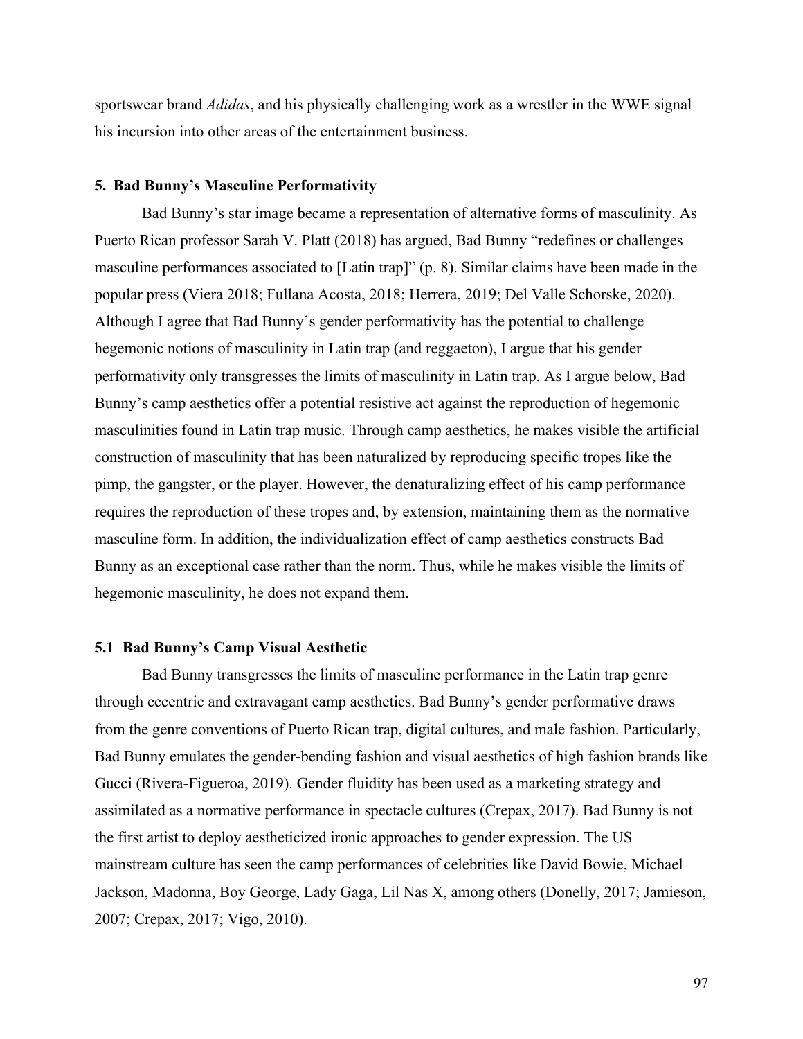sportswear brand *Adidas*, and his physically challenging work as a wrestler in the WWE signal his incursion into other areas of the entertainment business.

## 5. Bad Bunny's Masculine Performativity

Bad Bunny's star image became a representation of alternative forms of masculinity. As Puerto Rican professor Sarah V. Platt (2018) has argued, Bad Bunny "redefines or challenges masculine performances associated to [Latin trap]" (p. 8). Similar claims have been made in the popular press (Viera 2018; Fullana Acosta, 2018; Herrera, 2019; Del Valle Schorske, 2020). Although I agree that Bad Bunny's gender performativity has the potential to challenge hegemonic notions of masculinity in Latin trap (and reggaeton), I argue that his gender performativity only transgresses the limits of masculinity in Latin trap. As I argue below, Bad Bunny's camp aesthetics offer a potential resistive act against the reproduction of hegemonic masculinities found in Latin trap music. Through camp aesthetics, he makes visible the artificial construction of masculinity that has been naturalized by reproducing specific tropes like the pimp, the gangster, or the player. However, the denaturalizing effect of his camp performance requires the reproduction of these tropes and, by extension, maintaining them as the normative masculine form. In addition, the individualization effect of camp aesthetics constructs Bad Bunny as an exceptional case rather than the norm. Thus, while he makes visible the limits of hegemonic masculinity, he does not expand them.

### 5.1 Bad Bunny's Camp Visual Aesthetic

Bad Bunny transgresses the limits of masculine performance in the Latin trap genre through eccentric and extravagant camp aesthetics. Bad Bunny's gender performative draws from the genre conventions of Puerto Rican trap, digital cultures, and male fashion. Particularly, Bad Bunny emulates the gender-bending fashion and visual aesthetics of high fashion brands like Gucci (Rivera-Figueroa, 2019). Gender fluidity has been used as a marketing strategy and assimilated as a normative performance in spectacle cultures (Crepax, 2017). Bad Bunny is not the first artist to deploy aestheticized ironic approaches to gender expression. The US mainstream culture has seen the camp performances of celebrities like David Bowie, Michael Jackson, Madonna, Boy George, Lady Gaga, Lil Nas X, among others (Donelly, 2017; Jamieson, 2007; Crepax, 2017; Vigo, 2010).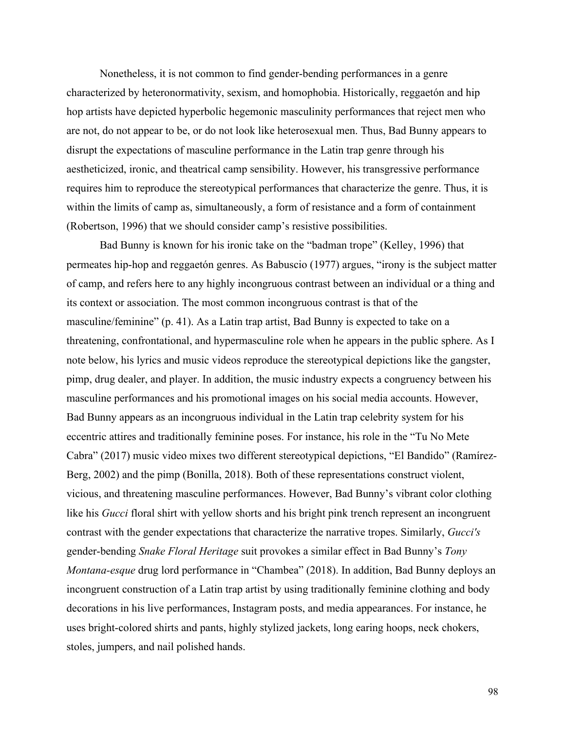Nonetheless, it is not common to find gender-bending performances in a genre characterized by heteronormativity, sexism, and homophobia. Historically, reggaetón and hip hop artists have depicted hyperbolic hegemonic masculinity performances that reject men who are not, do not appear to be, or do not look like heterosexual men. Thus, Bad Bunny appears to disrupt the expectations of masculine performance in the Latin trap genre through his aestheticized, ironic, and theatrical camp sensibility. However, his transgressive performance requires him to reproduce the stereotypical performances that characterize the genre. Thus, it is within the limits of camp as, simultaneously, a form of resistance and a form of containment (Robertson, 1996) that we should consider camp's resistive possibilities.

Bad Bunny is known for his ironic take on the "badman trope" (Kelley, 1996) that permeates hip-hop and reggaetón genres. As Babuscio (1977) argues, "irony is the subject matter of camp, and refers here to any highly incongruous contrast between an individual or a thing and its context or association. The most common incongruous contrast is that of the masculine/feminine" (p. 41). As a Latin trap artist, Bad Bunny is expected to take on a threatening, confrontational, and hypermasculine role when he appears in the public sphere. As I note below, his lyrics and music videos reproduce the stereotypical depictions like the gangster, pimp, drug dealer, and player. In addition, the music industry expects a congruency between his masculine performances and his promotional images on his social media accounts. However, Bad Bunny appears as an incongruous individual in the Latin trap celebrity system for his eccentric attires and traditionally feminine poses. For instance, his role in the "Tu No Mete Cabra" (2017) music video mixes two different stereotypical depictions, "El Bandido" (Ramírez-Berg, 2002) and the pimp (Bonilla, 2018). Both of these representations construct violent, vicious, and threatening masculine performances. However, Bad Bunny's vibrant color clothing like his *Gucci* floral shirt with yellow shorts and his bright pink trench represent an incongruent contrast with the gender expectations that characterize the narrative tropes. Similarly, *Gucci's* gender-bending *Snake Floral Heritage* suit provokes a similar effect in Bad Bunny's *Tony Montana-esque* drug lord performance in "Chambea" (2018). In addition, Bad Bunny deploys an incongruent construction of a Latin trap artist by using traditionally feminine clothing and body decorations in his live performances, Instagram posts, and media appearances. For instance, he uses bright-colored shirts and pants, highly stylized jackets, long earing hoops, neck chokers, stoles, jumpers, and nail polished hands.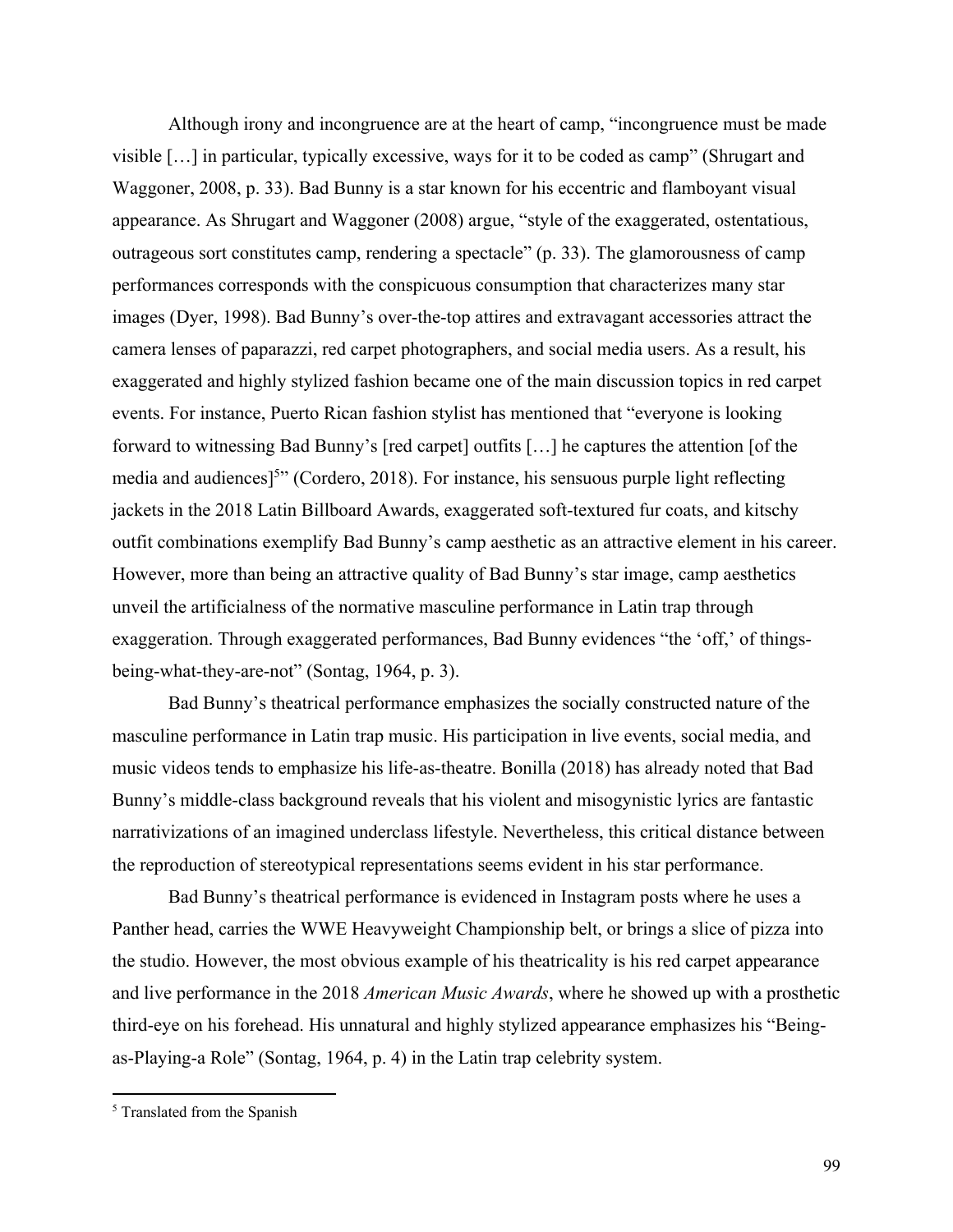Although irony and incongruence are at the heart of camp, "incongruence must be made visible […] in particular, typically excessive, ways for it to be coded as camp" (Shrugart and Waggoner, 2008, p. 33). Bad Bunny is a star known for his eccentric and flamboyant visual appearance. As Shrugart and Waggoner (2008) argue, "style of the exaggerated, ostentatious, outrageous sort constitutes camp, rendering a spectacle" (p. 33). The glamorousness of camp performances corresponds with the conspicuous consumption that characterizes many star images (Dyer, 1998). Bad Bunny's over-the-top attires and extravagant accessories attract the camera lenses of paparazzi, red carpet photographers, and social media users. As a result, his exaggerated and highly stylized fashion became one of the main discussion topics in red carpet events. For instance, Puerto Rican fashion stylist has mentioned that "everyone is looking forward to witnessing Bad Bunny's [red carpet] outfits […] he captures the attention [of the media and audiences][5]" (Cordero, 2018). For instance, his sensuous purple light reflecting jackets in the 2018 Latin Billboard Awards, exaggerated soft-textured fur coats, and kitschy outfit combinations exemplify Bad Bunny's camp aesthetic as an attractive element in his career. However, more than being an attractive quality of Bad Bunny's star image, camp aesthetics unveil the artificialness of the normative masculine performance in Latin trap through exaggeration. Through exaggerated performances, Bad Bunny evidences "the 'off,' of things-being-what-they-are-not" (Sontag, 1964, p. 3).

Bad Bunny's theatrical performance emphasizes the socially constructed nature of the masculine performance in Latin trap music. His participation in live events, social media, and music videos tends to emphasize his life-as-theatre. Bonilla (2018) has already noted that Bad Bunny's middle-class background reveals that his violent and misogynistic lyrics are fantastic narrativizations of an imagined underclass lifestyle. Nevertheless, this critical distance between the reproduction of stereotypical representations seems evident in his star performance.

Bad Bunny's theatrical performance is evidenced in Instagram posts where he uses a Panther head, carries the WWE Heavyweight Championship belt, or brings a slice of pizza into the studio. However, the most obvious example of his theatricality is his red carpet appearance and live performance in the 2018 *American Music Awards*, where he showed up with a prosthetic third-eye on his forehead. His unnatural and highly stylized appearance emphasizes his "Being-as-Playing-a Role" (Sontag, 1964, p. 4) in the Latin trap celebrity system.

---

[5] Translated from the Spanish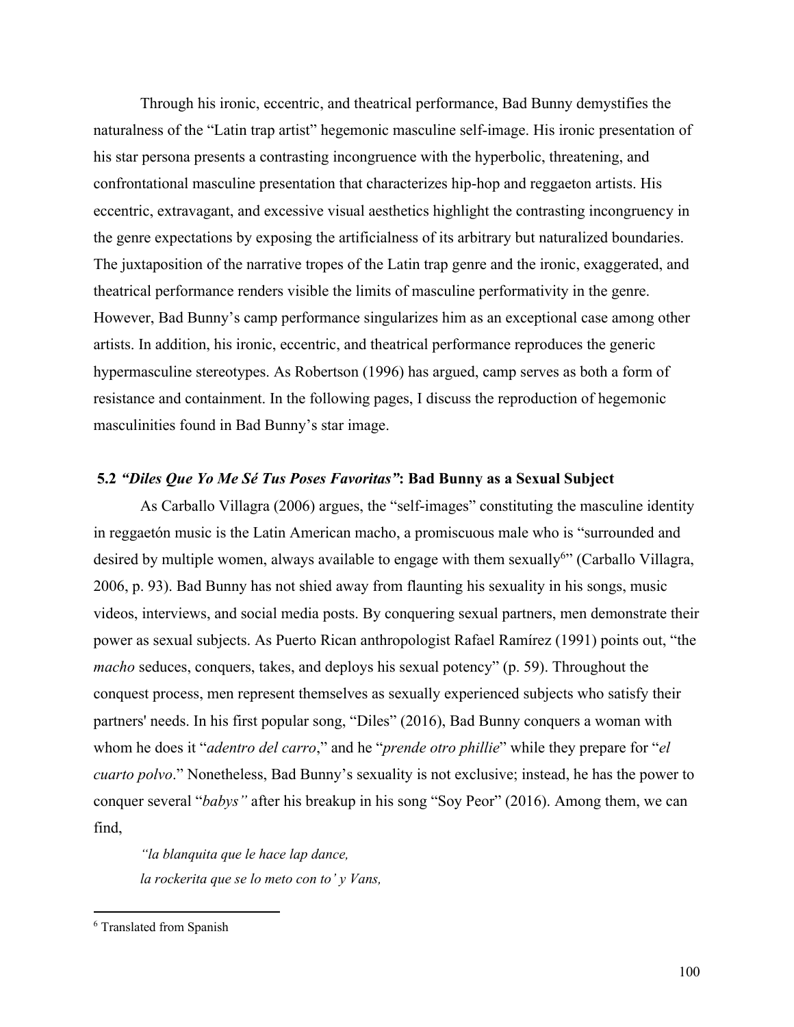Through his ironic, eccentric, and theatrical performance, Bad Bunny demystifies the naturalness of the "Latin trap artist" hegemonic masculine self-image. His ironic presentation of his star persona presents a contrasting incongruence with the hyperbolic, threatening, and confrontational masculine presentation that characterizes hip-hop and reggaeton artists. His eccentric, extravagant, and excessive visual aesthetics highlight the contrasting incongruency in the genre expectations by exposing the artificialness of its arbitrary but naturalized boundaries. The juxtaposition of the narrative tropes of the Latin trap genre and the ironic, exaggerated, and theatrical performance renders visible the limits of masculine performativity in the genre. However, Bad Bunny's camp performance singularizes him as an exceptional case among other artists. In addition, his ironic, eccentric, and theatrical performance reproduces the generic hypermasculine stereotypes. As Robertson (1996) has argued, camp serves as both a form of resistance and containment. In the following pages, I discuss the reproduction of hegemonic masculinities found in Bad Bunny's star image.

### 5.2 *"Diles Que Yo Me Sé Tus Poses Favoritas"*: Bad Bunny as a Sexual Subject

As Carballo Villagra (2006) argues, the "self-images" constituting the masculine identity in reggaetón music is the Latin American macho, a promiscuous male who is "surrounded and desired by multiple women, always available to engage with them sexually[6]" (Carballo Villagra, 2006, p. 93). Bad Bunny has not shied away from flaunting his sexuality in his songs, music videos, interviews, and social media posts. By conquering sexual partners, men demonstrate their power as sexual subjects. As Puerto Rican anthropologist Rafael Ramírez (1991) points out, "the *macho* seduces, conquers, takes, and deploys his sexual potency" (p. 59). Throughout the conquest process, men represent themselves as sexually experienced subjects who satisfy their partners' needs. In his first popular song, "Diles" (2016), Bad Bunny conquers a woman with whom he does it "*adentro del carro*," and he "*prende otro phillie*" while they prepare for "*el cuarto polvo*." Nonetheless, Bad Bunny's sexuality is not exclusive; instead, he has the power to conquer several "*babys"* after his breakup in his song "Soy Peor" (2016). Among them, we can find,

> *"la blanquita que le hace lap dance,*
> *la rockerita que se lo meto con to' y Vans,*

[6] Translated from Spanish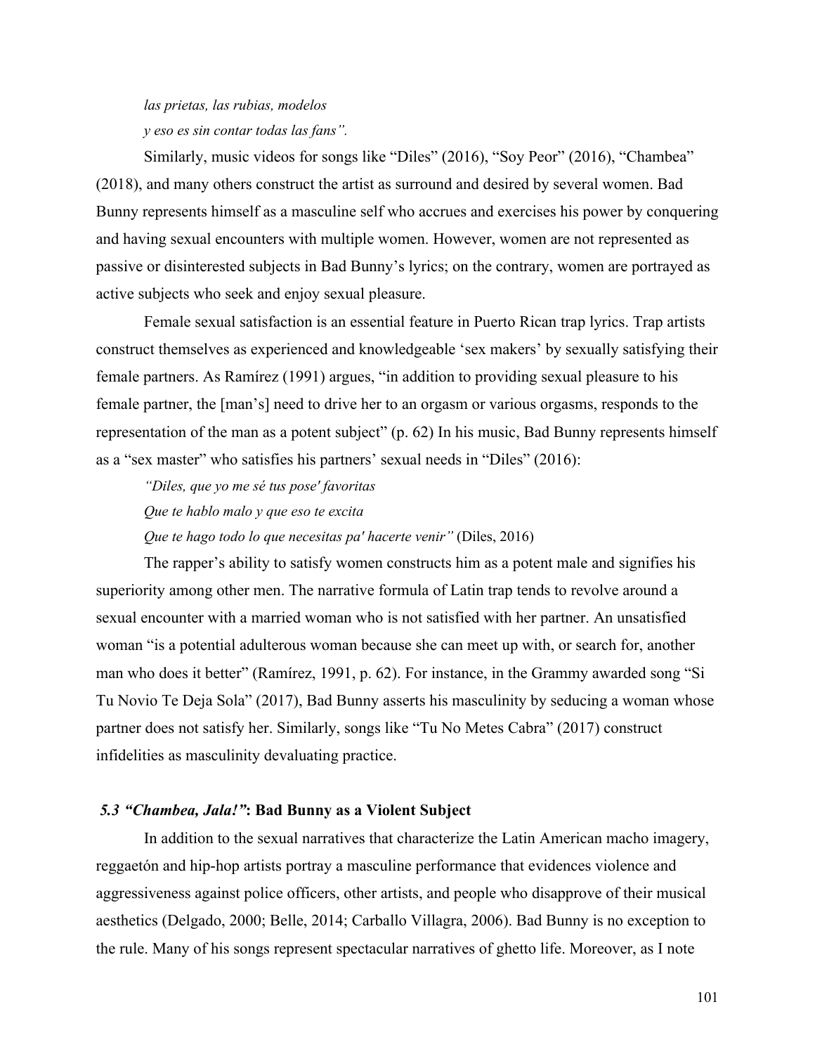*las prietas, las rubias, modelos*

*y eso es sin contar todas las fans".*

Similarly, music videos for songs like "Diles" (2016), "Soy Peor" (2016), "Chambea" (2018), and many others construct the artist as surround and desired by several women. Bad Bunny represents himself as a masculine self who accrues and exercises his power by conquering and having sexual encounters with multiple women. However, women are not represented as passive or disinterested subjects in Bad Bunny's lyrics; on the contrary, women are portrayed as active subjects who seek and enjoy sexual pleasure.

Female sexual satisfaction is an essential feature in Puerto Rican trap lyrics. Trap artists construct themselves as experienced and knowledgeable 'sex makers' by sexually satisfying their female partners. As Ramírez (1991) argues, "in addition to providing sexual pleasure to his female partner, the [man's] need to drive her to an orgasm or various orgasms, responds to the representation of the man as a potent subject" (p. 62) In his music, Bad Bunny represents himself as a "sex master" who satisfies his partners' sexual needs in "Diles" (2016):

*"Diles, que yo me sé tus pose' favoritas*

*Que te hablo malo y que eso te excita*

*Que te hago todo lo que necesitas pa' hacerte venir"* (Diles, 2016)

The rapper's ability to satisfy women constructs him as a potent male and signifies his superiority among other men. The narrative formula of Latin trap tends to revolve around a sexual encounter with a married woman who is not satisfied with her partner. An unsatisfied woman "is a potential adulterous woman because she can meet up with, or search for, another man who does it better" (Ramírez, 1991, p. 62). For instance, in the Grammy awarded song "Si Tu Novio Te Deja Sola" (2017), Bad Bunny asserts his masculinity by seducing a woman whose partner does not satisfy her. Similarly, songs like "Tu No Metes Cabra" (2017) construct infidelities as masculinity devaluating practice.

### *5.3 "Chambea, Jala!"*: Bad Bunny as a Violent Subject

In addition to the sexual narratives that characterize the Latin American macho imagery, reggaetón and hip-hop artists portray a masculine performance that evidences violence and aggressiveness against police officers, other artists, and people who disapprove of their musical aesthetics (Delgado, 2000; Belle, 2014; Carballo Villagra, 2006). Bad Bunny is no exception to the rule. Many of his songs represent spectacular narratives of ghetto life. Moreover, as I note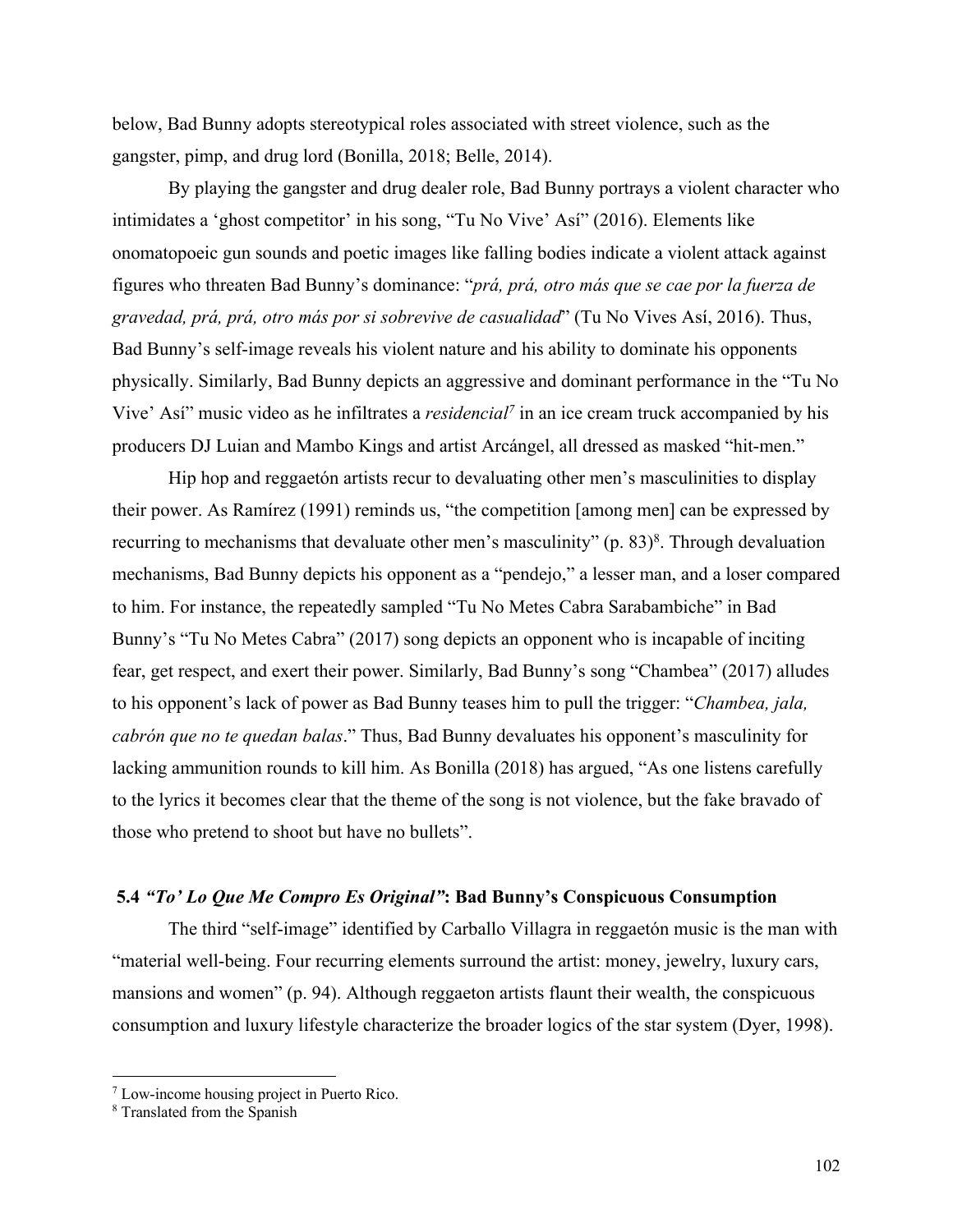below, Bad Bunny adopts stereotypical roles associated with street violence, such as the gangster, pimp, and drug lord (Bonilla, 2018; Belle, 2014).

By playing the gangster and drug dealer role, Bad Bunny portrays a violent character who intimidates a 'ghost competitor' in his song, "Tu No Vive' Así" (2016). Elements like onomatopoeic gun sounds and poetic images like falling bodies indicate a violent attack against figures who threaten Bad Bunny's dominance: "*prá, prá, otro más que se cae por la fuerza de gravedad, prá, prá, otro más por si sobrevive de casualidad*" (Tu No Vives Así, 2016). Thus, Bad Bunny's self-image reveals his violent nature and his ability to dominate his opponents physically. Similarly, Bad Bunny depicts an aggressive and dominant performance in the "Tu No Vive' Así" music video as he infiltrates a *residencial*[7] in an ice cream truck accompanied by his producers DJ Luian and Mambo Kings and artist Arcángel, all dressed as masked "hit-men."

Hip hop and reggaetón artists recur to devaluating other men's masculinities to display their power. As Ramírez (1991) reminds us, "the competition [among men] can be expressed by recurring to mechanisms that devaluate other men's masculinity" (p. 83)[8]. Through devaluation mechanisms, Bad Bunny depicts his opponent as a "pendejo," a lesser man, and a loser compared to him. For instance, the repeatedly sampled "Tu No Metes Cabra Sarabambiche" in Bad Bunny's "Tu No Metes Cabra" (2017) song depicts an opponent who is incapable of inciting fear, get respect, and exert their power. Similarly, Bad Bunny's song "Chambea" (2017) alludes to his opponent's lack of power as Bad Bunny teases him to pull the trigger: "*Chambea, jala, cabrón que no te quedan balas*." Thus, Bad Bunny devaluates his opponent's masculinity for lacking ammunition rounds to kill him. As Bonilla (2018) has argued, "As one listens carefully to the lyrics it becomes clear that the theme of the song is not violence, but the fake bravado of those who pretend to shoot but have no bullets".

### 5.4 *"To' Lo Que Me Compro Es Original"*: Bad Bunny's Conspicuous Consumption

The third "self-image" identified by Carballo Villagra in reggaetón music is the man with "material well-being. Four recurring elements surround the artist: money, jewelry, luxury cars, mansions and women" (p. 94). Although reggaeton artists flaunt their wealth, the conspicuous consumption and luxury lifestyle characterize the broader logics of the star system (Dyer, 1998).

---

[7] Low-income housing project in Puerto Rico.

[8] Translated from the Spanish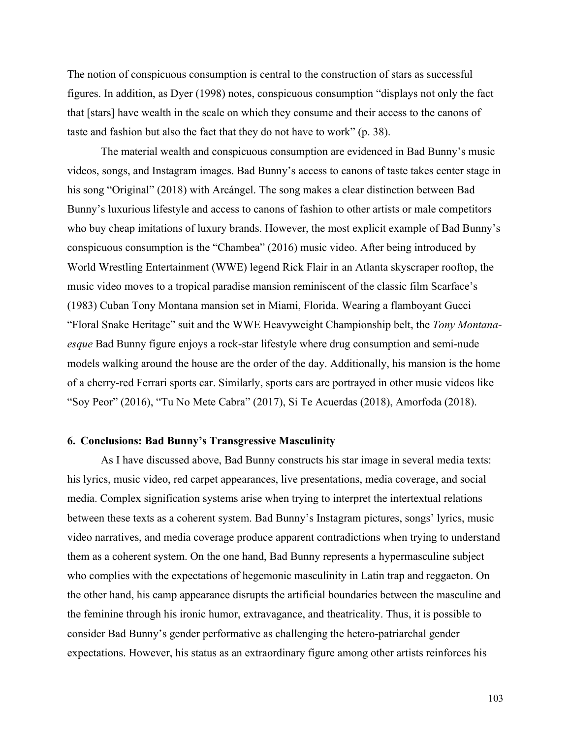The notion of conspicuous consumption is central to the construction of stars as successful figures. In addition, as Dyer (1998) notes, conspicuous consumption "displays not only the fact that [stars] have wealth in the scale on which they consume and their access to the canons of taste and fashion but also the fact that they do not have to work" (p. 38).

The material wealth and conspicuous consumption are evidenced in Bad Bunny's music videos, songs, and Instagram images. Bad Bunny's access to canons of taste takes center stage in his song "Original" (2018) with Arcángel. The song makes a clear distinction between Bad Bunny's luxurious lifestyle and access to canons of fashion to other artists or male competitors who buy cheap imitations of luxury brands. However, the most explicit example of Bad Bunny's conspicuous consumption is the "Chambea" (2016) music video. After being introduced by World Wrestling Entertainment (WWE) legend Rick Flair in an Atlanta skyscraper rooftop, the music video moves to a tropical paradise mansion reminiscent of the classic film Scarface's (1983) Cuban Tony Montana mansion set in Miami, Florida. Wearing a flamboyant Gucci "Floral Snake Heritage" suit and the WWE Heavyweight Championship belt, the *Tony Montana-esque* Bad Bunny figure enjoys a rock-star lifestyle where drug consumption and semi-nude models walking around the house are the order of the day. Additionally, his mansion is the home of a cherry-red Ferrari sports car. Similarly, sports cars are portrayed in other music videos like "Soy Peor" (2016), "Tu No Mete Cabra" (2017), Si Te Acuerdas (2018), Amorfoda (2018).

## 6. Conclusions: Bad Bunny's Transgressive Masculinity

As I have discussed above, Bad Bunny constructs his star image in several media texts: his lyrics, music video, red carpet appearances, live presentations, media coverage, and social media. Complex signification systems arise when trying to interpret the intertextual relations between these texts as a coherent system. Bad Bunny's Instagram pictures, songs' lyrics, music video narratives, and media coverage produce apparent contradictions when trying to understand them as a coherent system. On the one hand, Bad Bunny represents a hypermasculine subject who complies with the expectations of hegemonic masculinity in Latin trap and reggaeton. On the other hand, his camp appearance disrupts the artificial boundaries between the masculine and the feminine through his ironic humor, extravagance, and theatricality. Thus, it is possible to consider Bad Bunny's gender performative as challenging the hetero-patriarchal gender expectations. However, his status as an extraordinary figure among other artists reinforces his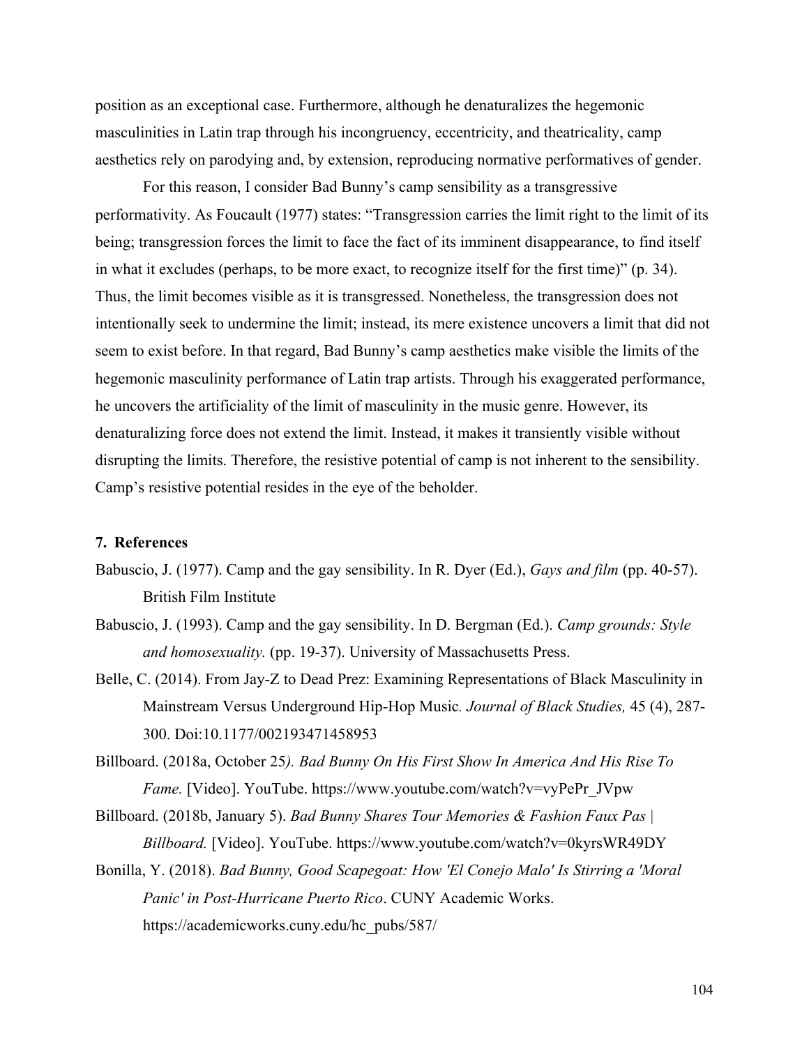position as an exceptional case. Furthermore, although he denaturalizes the hegemonic masculinities in Latin trap through his incongruency, eccentricity, and theatricality, camp aesthetics rely on parodying and, by extension, reproducing normative performatives of gender.

For this reason, I consider Bad Bunny's camp sensibility as a transgressive performativity. As Foucault (1977) states: "Transgression carries the limit right to the limit of its being; transgression forces the limit to face the fact of its imminent disappearance, to find itself in what it excludes (perhaps, to be more exact, to recognize itself for the first time)" (p. 34). Thus, the limit becomes visible as it is transgressed. Nonetheless, the transgression does not intentionally seek to undermine the limit; instead, its mere existence uncovers a limit that did not seem to exist before. In that regard, Bad Bunny's camp aesthetics make visible the limits of the hegemonic masculinity performance of Latin trap artists. Through his exaggerated performance, he uncovers the artificiality of the limit of masculinity in the music genre. However, its denaturalizing force does not extend the limit. Instead, it makes it transiently visible without disrupting the limits. Therefore, the resistive potential of camp is not inherent to the sensibility. Camp's resistive potential resides in the eye of the beholder.

## 7. References

Babuscio, J. (1977). Camp and the gay sensibility. In R. Dyer (Ed.), *Gays and film* (pp. 40-57). British Film Institute

Babuscio, J. (1993). Camp and the gay sensibility. In D. Bergman (Ed.). *Camp grounds: Style and homosexuality.* (pp. 19-37). University of Massachusetts Press.

Belle, C. (2014). From Jay-Z to Dead Prez: Examining Representations of Black Masculinity in Mainstream Versus Underground Hip-Hop Music. *Journal of Black Studies,* 45 (4), 287-300. Doi:10.1177/002193471458953

Billboard. (2018a, October 25*). Bad Bunny On His First Show In America And His Rise To Fame.* [Video]. YouTube. https://www.youtube.com/watch?v=vyPePr_JVpw

Billboard. (2018b, January 5). *Bad Bunny Shares Tour Memories & Fashion Faux Pas | Billboard.* [Video]. YouTube. https://www.youtube.com/watch?v=0kyrsWR49DY

Bonilla, Y. (2018). *Bad Bunny, Good Scapegoat: How 'El Conejo Malo' Is Stirring a 'Moral Panic' in Post-Hurricane Puerto Rico*. CUNY Academic Works. https://academicworks.cuny.edu/hc_pubs/587/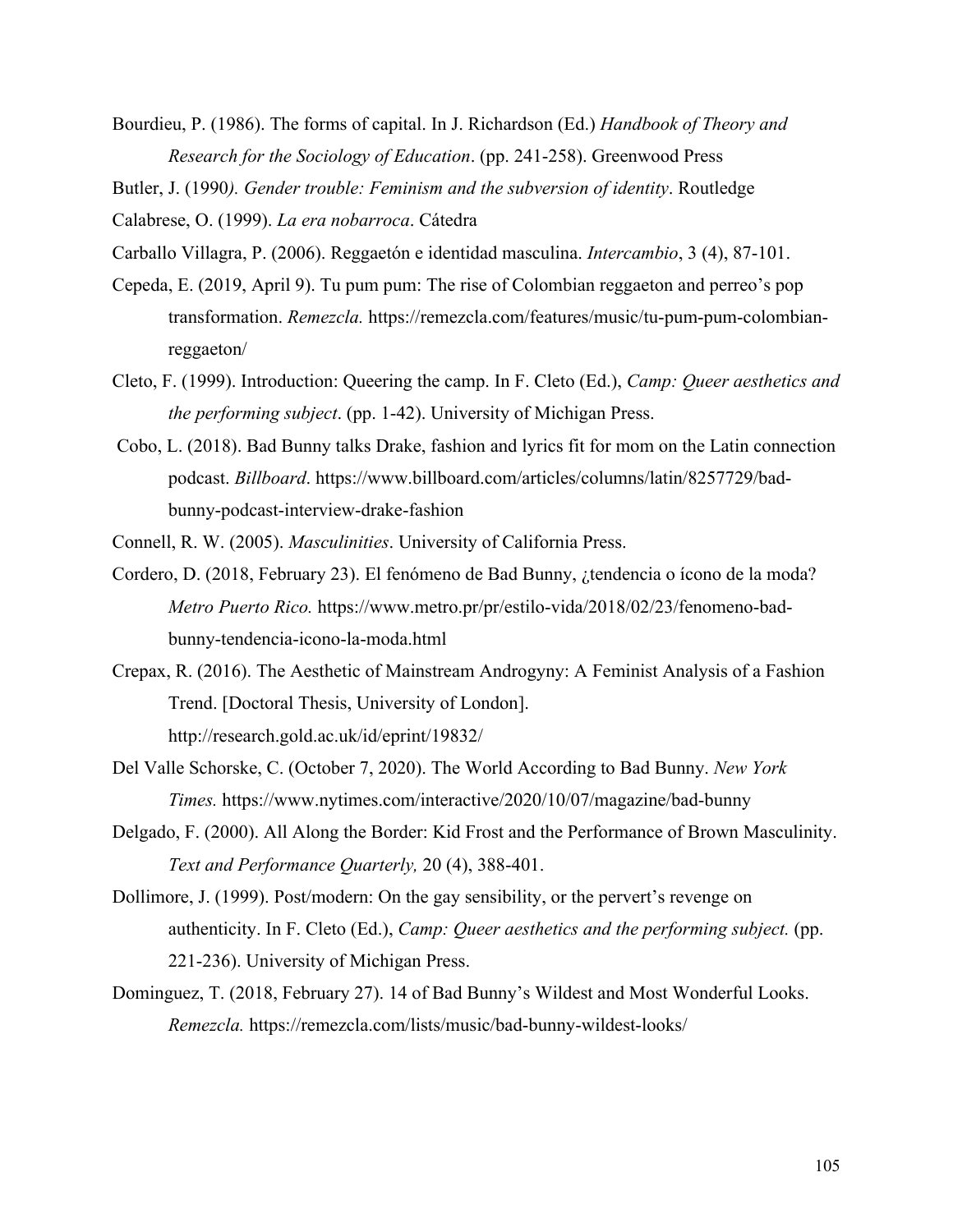Bourdieu, P. (1986). The forms of capital. In J. Richardson (Ed.) *Handbook of Theory and Research for the Sociology of Education*. (pp. 241-258). Greenwood Press

Butler, J. (1990*). Gender trouble: Feminism and the subversion of identity*. Routledge

Calabrese, O. (1999). *La era nobarroca*. Cátedra

Carballo Villagra, P. (2006). Reggaetón e identidad masculina. *Intercambio*, 3 (4), 87-101.

Cepeda, E. (2019, April 9). Tu pum pum: The rise of Colombian reggaeton and perreo's pop transformation. *Remezcla.* https://remezcla.com/features/music/tu-pum-pum-colombian-reggaeton/

Cleto, F. (1999). Introduction: Queering the camp. In F. Cleto (Ed.), *Camp: Queer aesthetics and the performing subject*. (pp. 1-42). University of Michigan Press.

Cobo, L. (2018). Bad Bunny talks Drake, fashion and lyrics fit for mom on the Latin connection podcast. *Billboard*. https://www.billboard.com/articles/columns/latin/8257729/bad-bunny-podcast-interview-drake-fashion

Connell, R. W. (2005). *Masculinities*. University of California Press.

Cordero, D. (2018, February 23). El fenómeno de Bad Bunny, ¿tendencia o ícono de la moda? *Metro Puerto Rico.* https://www.metro.pr/pr/estilo-vida/2018/02/23/fenomeno-bad-bunny-tendencia-icono-la-moda.html

Crepax, R. (2016). The Aesthetic of Mainstream Androgyny: A Feminist Analysis of a Fashion Trend. [Doctoral Thesis, University of London]. http://research.gold.ac.uk/id/eprint/19832/

Del Valle Schorske, C. (October 7, 2020). The World According to Bad Bunny. *New York Times.* https://www.nytimes.com/interactive/2020/10/07/magazine/bad-bunny

Delgado, F. (2000). All Along the Border: Kid Frost and the Performance of Brown Masculinity. *Text and Performance Quarterly,* 20 (4), 388-401.

Dollimore, J. (1999). Post/modern: On the gay sensibility, or the pervert's revenge on authenticity. In F. Cleto (Ed.), *Camp: Queer aesthetics and the performing subject.* (pp. 221-236). University of Michigan Press.

Dominguez, T. (2018, February 27). 14 of Bad Bunny's Wildest and Most Wonderful Looks. *Remezcla.* https://remezcla.com/lists/music/bad-bunny-wildest-looks/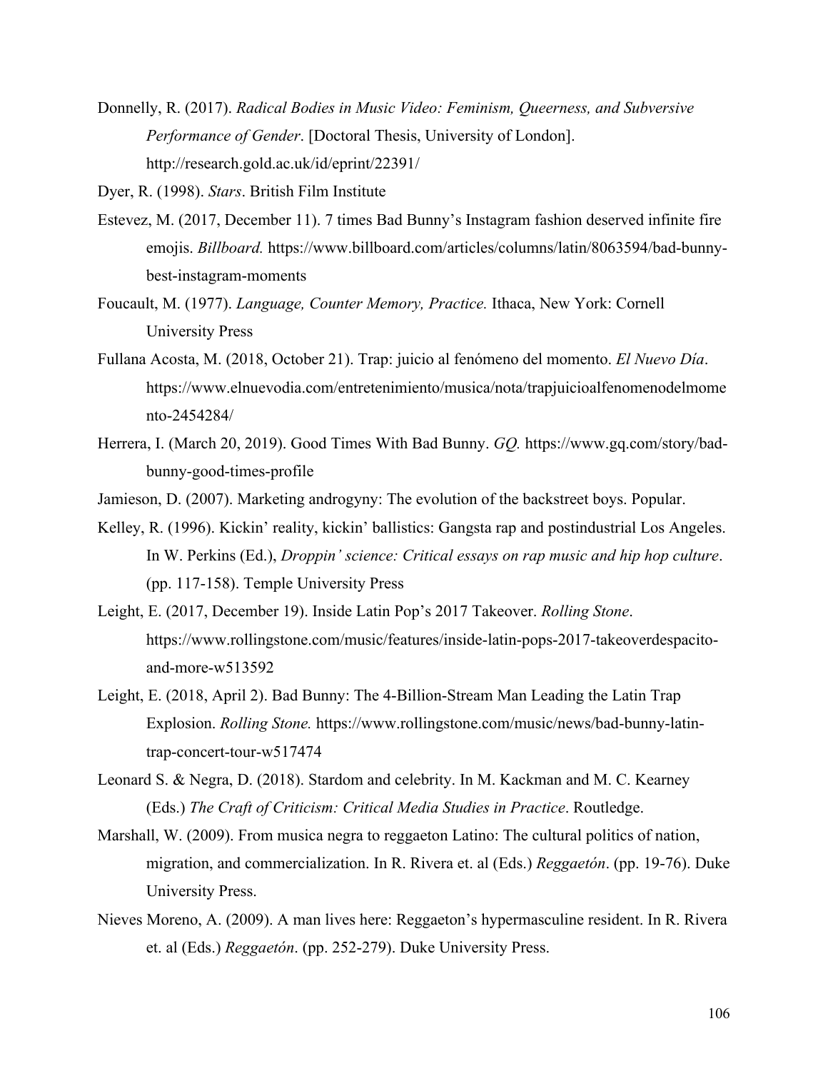Donnelly, R. (2017). *Radical Bodies in Music Video: Feminism, Queerness, and Subversive Performance of Gender*. [Doctoral Thesis, University of London]. http://research.gold.ac.uk/id/eprint/22391/

Dyer, R. (1998). *Stars*. British Film Institute

Estevez, M. (2017, December 11). 7 times Bad Bunny's Instagram fashion deserved infinite fire emojis. *Billboard.* https://www.billboard.com/articles/columns/latin/8063594/bad-bunny-best-instagram-moments

Foucault, M. (1977). *Language, Counter Memory, Practice.* Ithaca, New York: Cornell University Press

Fullana Acosta, M. (2018, October 21). Trap: juicio al fenómeno del momento. *El Nuevo Día*. https://www.elnuevodia.com/entretenimiento/musica/nota/trapjuicioalfenomenodelmomento-2454284/

Herrera, I. (March 20, 2019). Good Times With Bad Bunny. *GQ.* https://www.gq.com/story/bad-bunny-good-times-profile

Jamieson, D. (2007). Marketing androgyny: The evolution of the backstreet boys. Popular.

Kelley, R. (1996). Kickin' reality, kickin' ballistics: Gangsta rap and postindustrial Los Angeles. In W. Perkins (Ed.), *Droppin' science: Critical essays on rap music and hip hop culture*. (pp. 117-158). Temple University Press

Leight, E. (2017, December 19). Inside Latin Pop's 2017 Takeover. *Rolling Stone*. https://www.rollingstone.com/music/features/inside-latin-pops-2017-takeoverdespacito-and-more-w513592

Leight, E. (2018, April 2). Bad Bunny: The 4-Billion-Stream Man Leading the Latin Trap Explosion. *Rolling Stone.* https://www.rollingstone.com/music/news/bad-bunny-latin-trap-concert-tour-w517474

Leonard S. & Negra, D. (2018). Stardom and celebrity. In M. Kackman and M. C. Kearney (Eds.) *The Craft of Criticism: Critical Media Studies in Practice*. Routledge.

Marshall, W. (2009). From musica negra to reggaeton Latino: The cultural politics of nation, migration, and commercialization. In R. Rivera et. al (Eds.) *Reggaetón*. (pp. 19-76). Duke University Press.

Nieves Moreno, A. (2009). A man lives here: Reggaeton's hypermasculine resident. In R. Rivera et. al (Eds.) *Reggaetón*. (pp. 252-279). Duke University Press.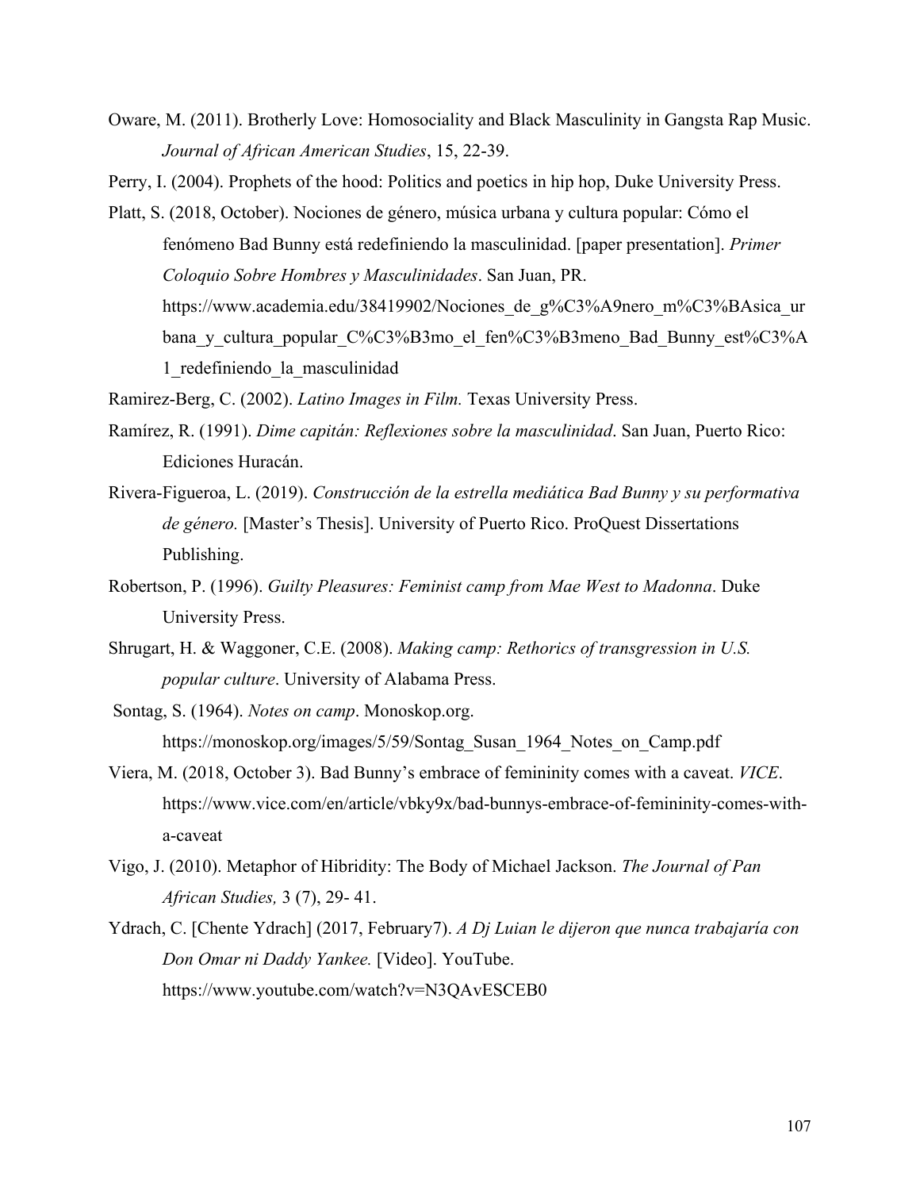Oware, M. (2011). Brotherly Love: Homosociality and Black Masculinity in Gangsta Rap Music. *Journal of African American Studies*, 15, 22-39.

Perry, I. (2004). Prophets of the hood: Politics and poetics in hip hop, Duke University Press.

Platt, S. (2018, October). Nociones de género, música urbana y cultura popular: Cómo el fenómeno Bad Bunny está redefiniendo la masculinidad. [paper presentation]. *Primer Coloquio Sobre Hombres y Masculinidades*. San Juan, PR. https://www.academia.edu/38419902/Nociones_de_g%C3%A9nero_m%C3%BAsica_urbana_y_cultura_popular_C%C3%B3mo_el_fen%C3%B3meno_Bad_Bunny_est%C3%A1_redefiniendo_la_masculinidad

Ramirez-Berg, C. (2002). *Latino Images in Film.* Texas University Press.

Ramírez, R. (1991). *Dime capitán: Reflexiones sobre la masculinidad*. San Juan, Puerto Rico: Ediciones Huracán.

Rivera-Figueroa, L. (2019). *Construcción de la estrella mediática Bad Bunny y su performativa de género.* [Master's Thesis]. University of Puerto Rico. ProQuest Dissertations Publishing.

Robertson, P. (1996). *Guilty Pleasures: Feminist camp from Mae West to Madonna*. Duke University Press.

Shrugart, H. & Waggoner, C.E. (2008). *Making camp: Rethorics of transgression in U.S. popular culture*. University of Alabama Press.

Sontag, S. (1964). *Notes on camp*. Monoskop.org. https://monoskop.org/images/5/59/Sontag_Susan_1964_Notes_on_Camp.pdf

Viera, M. (2018, October 3). Bad Bunny's embrace of femininity comes with a caveat. *VICE*. https://www.vice.com/en/article/vbky9x/bad-bunnys-embrace-of-femininity-comes-with-a-caveat

Vigo, J. (2010). Metaphor of Hibridity: The Body of Michael Jackson. *The Journal of Pan African Studies,* 3 (7), 29- 41.

Ydrach, C. [Chente Ydrach] (2017, February7). *A Dj Luian le dijeron que nunca trabajaría con Don Omar ni Daddy Yankee.* [Video]. YouTube. https://www.youtube.com/watch?v=N3QAvESCEB0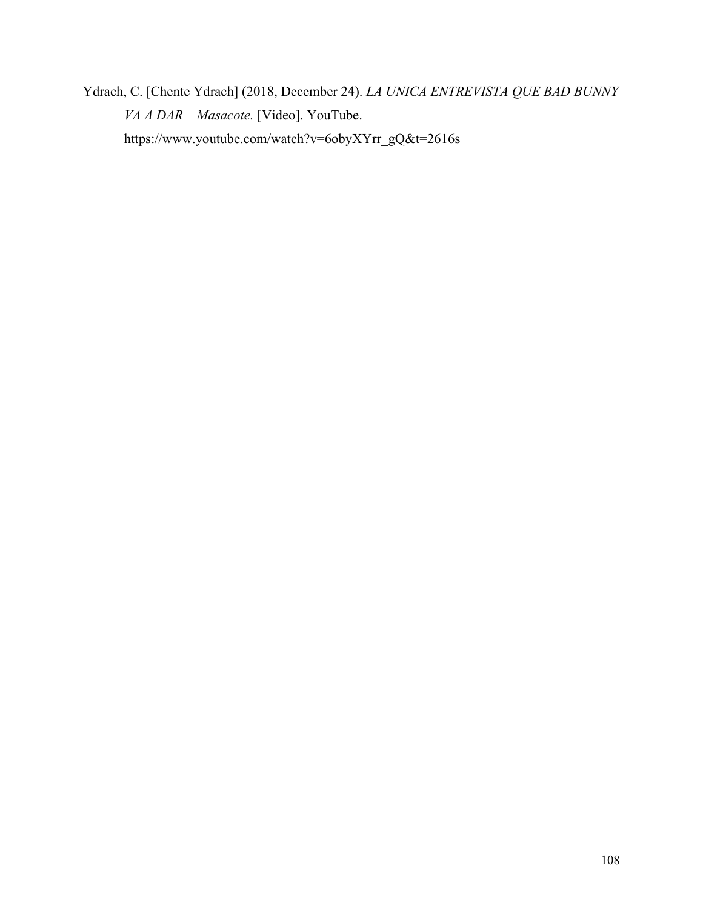Ydrach, C. [Chente Ydrach] (2018, December 24). *LA UNICA ENTREVISTA QUE BAD BUNNY VA A DAR – Masacote.* [Video]. YouTube. https://www.youtube.com/watch?v=6obyXYrr_gQ&t=2616s